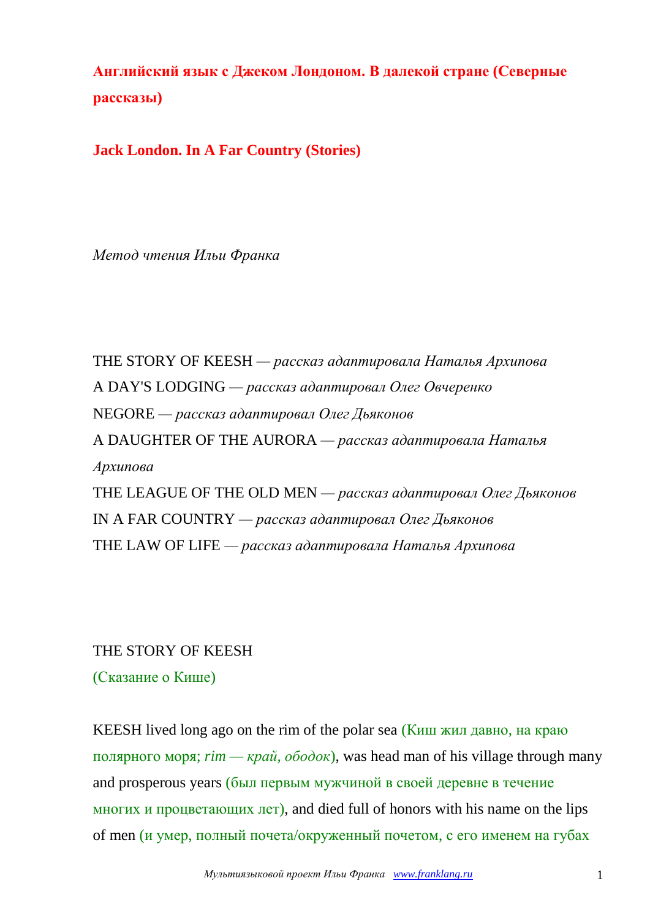# Английский язык с Джеком Лондоном. В далекой стране (Северные рассказы)

## Jack London. In A Far Country (Stories)

*Метод чтения Ильи Франка*

THE STORY OF KEESH — *рассказ адаптировала Наталья Архипова*
A DAY'S LODGING — *рассказ адаптировал Олег Овчеренко*
NEGORE — *рассказ адаптировал Олег Дьяконов*
A DAUGHTER OF THE AURORA — *рассказ адаптировала Наталья Архипова*
THE LEAGUE OF THE OLD MEN — *рассказ адаптировал Олег Дьяконов*
IN A FAR COUNTRY — *рассказ адаптировал Олег Дьяконов*
THE LAW OF LIFE — *рассказ адаптировала Наталья Архипова*

THE STORY OF KEESH
(Сказание о Кише)

KEESH lived long ago on the rim of the polar sea (Киш жил давно, на краю полярного моря; *rim — край, ободок*), was head man of his village through many and prosperous years (был первым мужчиной в своей деревне в течение многих и процветающих лет), and died full of honors with his name on the lips of men (и умер, полный почета/окруженный почетом, с его именем на губах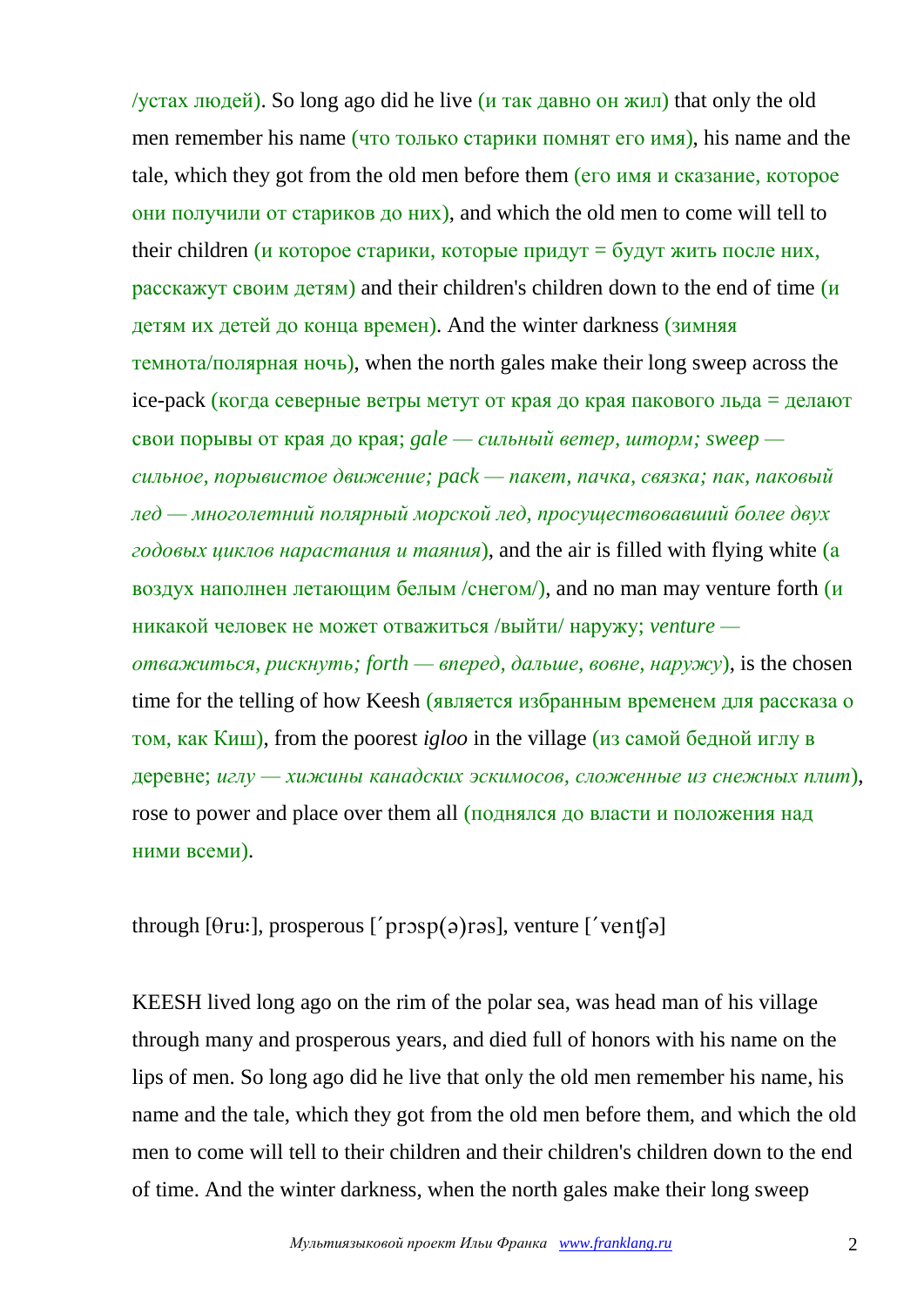/устах людей). So long ago did he live (и так давно он жил) that only the old men remember his name (что только старики помнят его имя), his name and the tale, which they got from the old men before them (его имя и сказание, которое они получили от стариков до них), and which the old men to come will tell to their children (и которое старики, которые придут = будут жить после них, расскажут своим детям) and their children's children down to the end of time (и детям их детей до конца времен). And the winter darkness (зимняя темнота/полярная ночь), when the north gales make their long sweep across the ice-pack (когда северные ветры метут от края до края пакового льда = делают свои порывы от края до края; *gale — сильный ветер, шторм; sweep — сильное, порывистое движение; pack — пакет, пачка, связка; пак, паковый лед — многолетний полярный морской лед, просуществовавший более двух годовых циклов нарастания и таяния*), and the air is filled with flying white (а воздух наполнен летающим белым /снегом/), and no man may venture forth (и никакой человек не может отважиться /выйти/ наружу; *venture — отважиться, рискнуть; forth — вперед, дальше, вовне, наружу*), is the chosen time for the telling of how Keesh (является избранным временем для рассказа о том, как Киш), from the poorest *igloo* in the village (из самой бедной иглу в деревне; *иглу — хижины канадских эскимосов, сложенные из снежных плит*), rose to power and place over them all (поднялся до власти и положения над ними всеми).

through [θru:], prosperous [ˊprɔsp(ə)rəs], venture [ˊventʃə]

KEESH lived long ago on the rim of the polar sea, was head man of his village through many and prosperous years, and died full of honors with his name on the lips of men. So long ago did he live that only the old men remember his name, his name and the tale, which they got from the old men before them, and which the old men to come will tell to their children and their children's children down to the end of time. And the winter darkness, when the north gales make their long sweep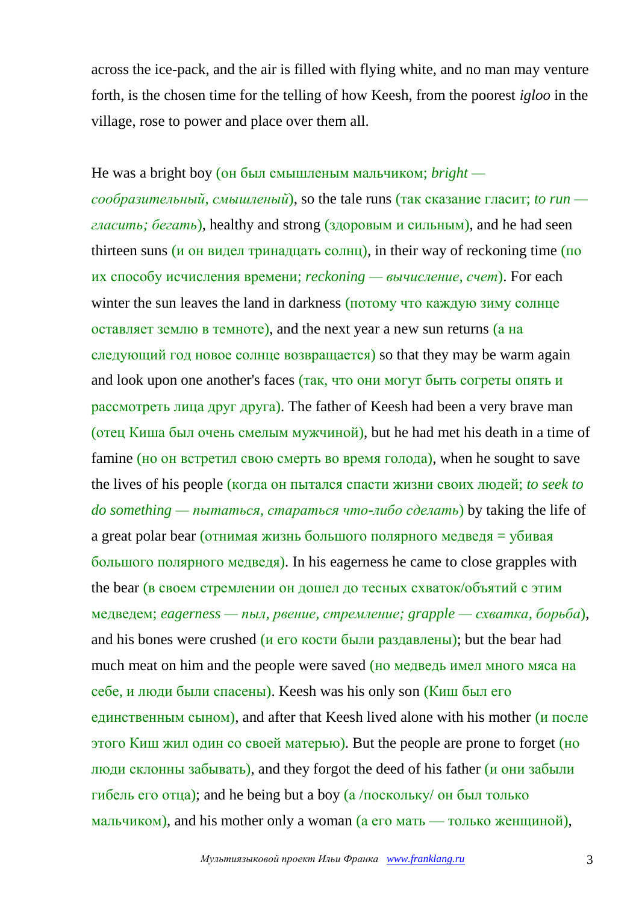across the ice-pack, and the air is filled with flying white, and no man may venture forth, is the chosen time for the telling of how Keesh, from the poorest *igloo* in the village, rose to power and place over them all.

He was a bright boy (он был смышленым мальчиком; *bright — сообразительный, смышленый*), so the tale runs (так сказание гласит; *to run — гласить; бегать*), healthy and strong (здоровым и сильным), and he had seen thirteen suns (и он видел тринадцать солнц), in their way of reckoning time (по их способу исчисления времени; *reckoning — вычисление, счет*). For each winter the sun leaves the land in darkness (потому что каждую зиму солнце оставляет землю в темноте), and the next year a new sun returns (а на следующий год новое солнце возвращается) so that they may be warm again and look upon one another's faces (так, что они могут быть согреты опять и рассмотреть лица друг друга). The father of Keesh had been a very brave man (отец Киша был очень смелым мужчиной), but he had met his death in a time of famine (но он встретил свою смерть во время голода), when he sought to save the lives of his people (когда он пытался спасти жизни своих людей; *to seek to do something — пытаться, стараться что-либо сделать*) by taking the life of a great polar bear (отнимая жизнь большого полярного медведя = убивая большого полярного медведя). In his eagerness he came to close grapples with the bear (в своем стремлении он дошел до тесных схваток/объятий с этим медведем; *eagerness — пыл, рвение, стремление; grapple — схватка, борьба*), and his bones were crushed (и его кости были раздавлены); but the bear had much meat on him and the people were saved (но медведь имел много мяса на себе, и люди были спасены). Keesh was his only son (Киш был его единственным сыном), and after that Keesh lived alone with his mother (и после этого Киш жил один со своей матерью). But the people are prone to forget (но люди склонны забывать), and they forgot the deed of his father (и они забыли гибель его отца); and he being but a boy (а /поскольку/ он был только мальчиком), and his mother only a woman (а его мать — только женщиной),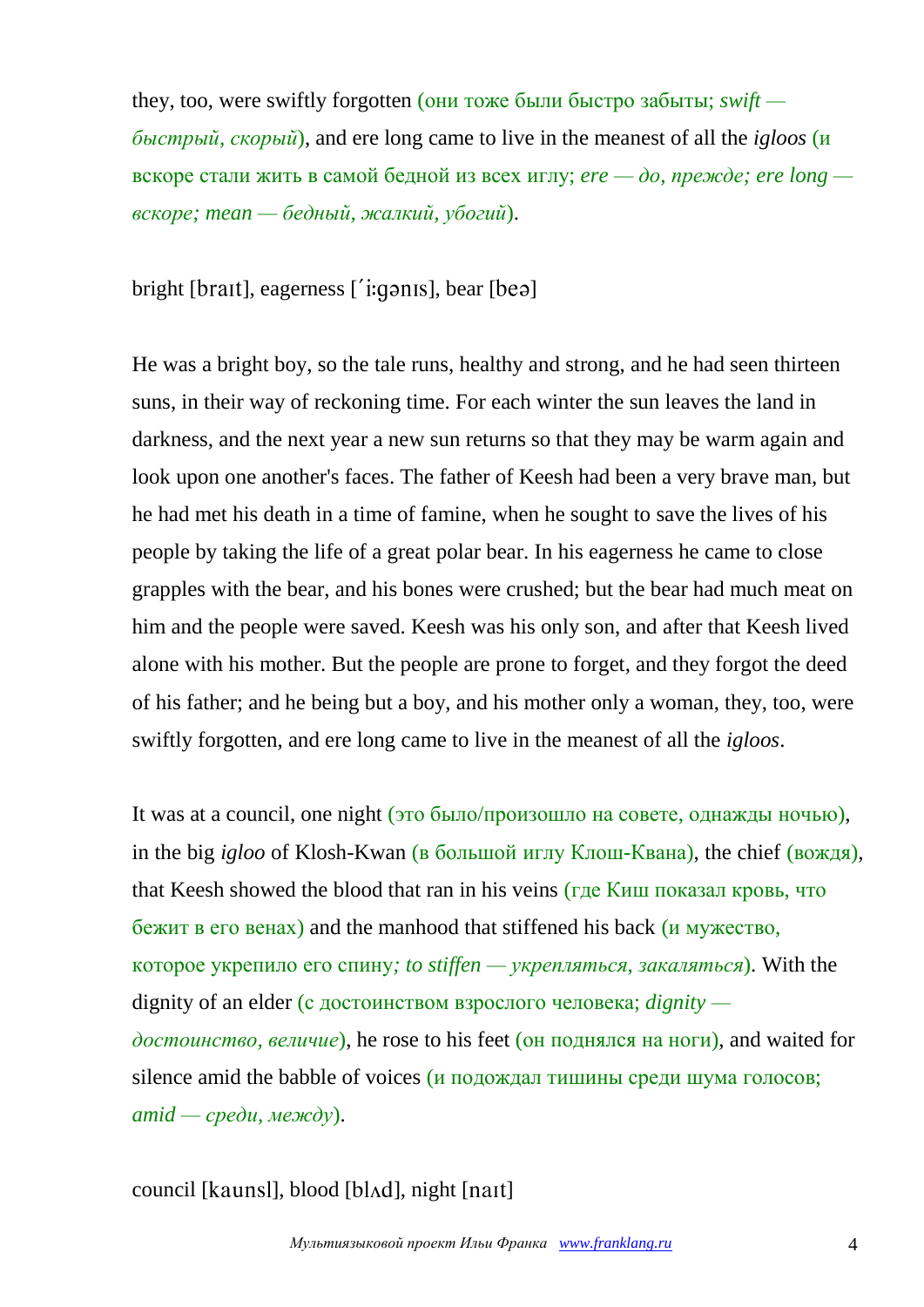they, too, were swiftly forgotten (они тоже были быстро забыты; *swift — быстрый, скорый*), and ere long came to live in the meanest of all the *igloos* (и вскоре стали жить в самой бедной из всех иглу; *ere — до, прежде; ere long — вскоре; mean — бедный, жалкий, убогий*).

bright [braɪt], eagerness [ˊiːɡənɪs], bear [beə]

He was a bright boy, so the tale runs, healthy and strong, and he had seen thirteen suns, in their way of reckoning time. For each winter the sun leaves the land in darkness, and the next year a new sun returns so that they may be warm again and look upon one another's faces. The father of Keesh had been a very brave man, but he had met his death in a time of famine, when he sought to save the lives of his people by taking the life of a great polar bear. In his eagerness he came to close grapples with the bear, and his bones were crushed; but the bear had much meat on him and the people were saved. Keesh was his only son, and after that Keesh lived alone with his mother. But the people are prone to forget, and they forgot the deed of his father; and he being but a boy, and his mother only a woman, they, too, were swiftly forgotten, and ere long came to live in the meanest of all the *igloos*.

It was at a council, one night (это было/произошло на совете, однажды ночью), in the big *igloo* of Klosh-Kwan (в большой иглу Клош-Квана), the chief (вождя), that Keesh showed the blood that ran in his veins (где Киш показал кровь, что бежит в его венах) and the manhood that stiffened his back (и мужество, которое укрепило его спину*; to stiffen — укрепляться, закаляться*). With the dignity of an elder (с достоинством взрослого человека; *dignity — достоинство, величие*), he rose to his feet (он поднялся на ноги), and waited for silence amid the babble of voices (и подождал тишины среди шума голосов; *amid — среди, между*).

council [kaunsl], blood [blʌd], night [naɪt]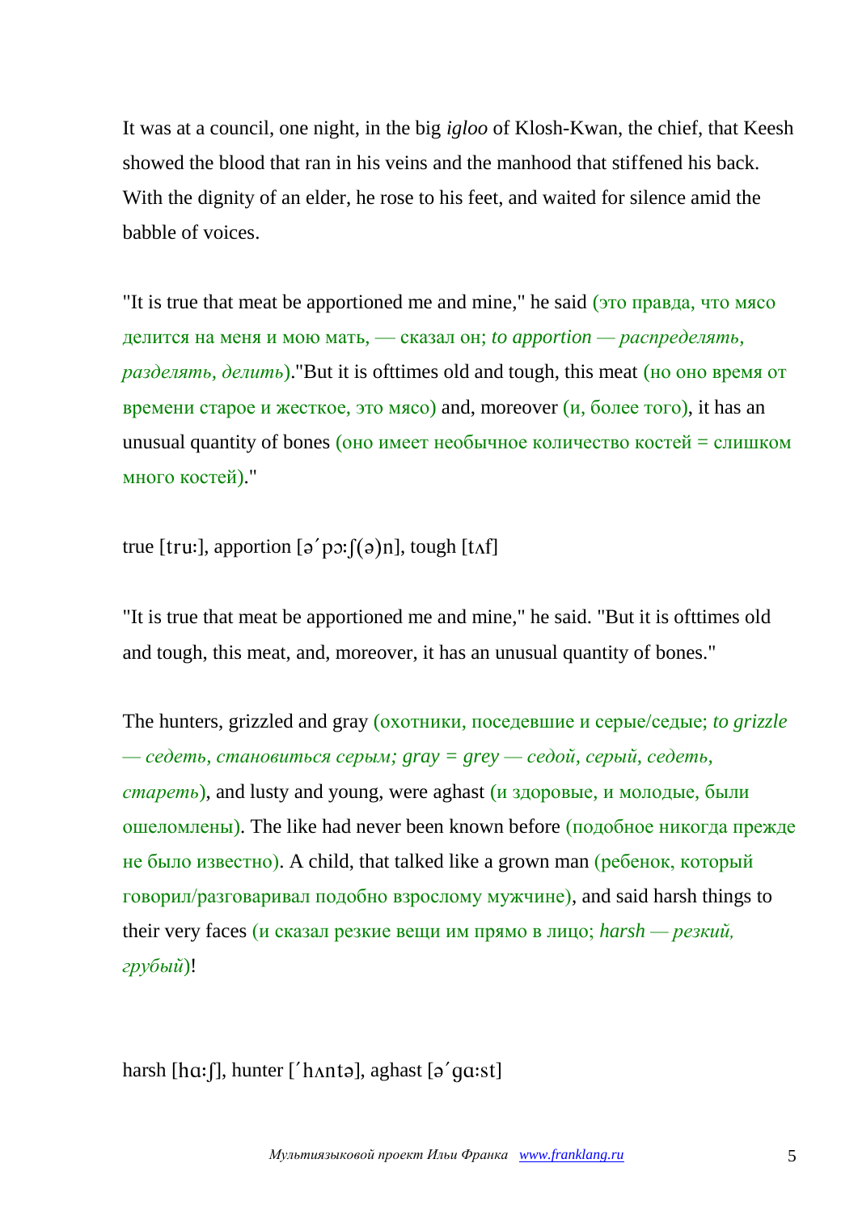It was at a council, one night, in the big *igloo* of Klosh-Kwan, the chief, that Keesh showed the blood that ran in his veins and the manhood that stiffened his back. With the dignity of an elder, he rose to his feet, and waited for silence amid the babble of voices.

"It is true that meat be apportioned me and mine," he said (это правда, что мясо делится на меня и мою мать, — сказал он; *to apportion — распределять, разделять, делить*)."But it is ofttimes old and tough, this meat (но оно время от времени старое и жесткое, это мясо) and, moreover (и, более того), it has an unusual quantity of bones (оно имеет необычное количество костей = слишком много костей)."

true [tru:], apportion [ə´pɔ:ʃ(ə)n], tough [tʌf]

"It is true that meat be apportioned me and mine," he said. "But it is ofttimes old and tough, this meat, and, moreover, it has an unusual quantity of bones."

The hunters, grizzled and gray (охотники, поседевшие и серые/седые; *to grizzle — седеть, становиться серым; gray = grey — седой, серый, седеть, стареть*), and lusty and young, were aghast (и здоровые, и молодые, были ошеломлены). The like had never been known before (подобное никогда прежде не было известно). A child, that talked like a grown man (ребенок, который говорил/разговаривал подобно взрослому мужчине), and said harsh things to their very faces (и сказал резкие вещи им прямо в лицо; *harsh — резкий, грубый*)!

harsh [hɑ:ʃ], hunter [´hʌntə], aghast [ə´gɑ:st]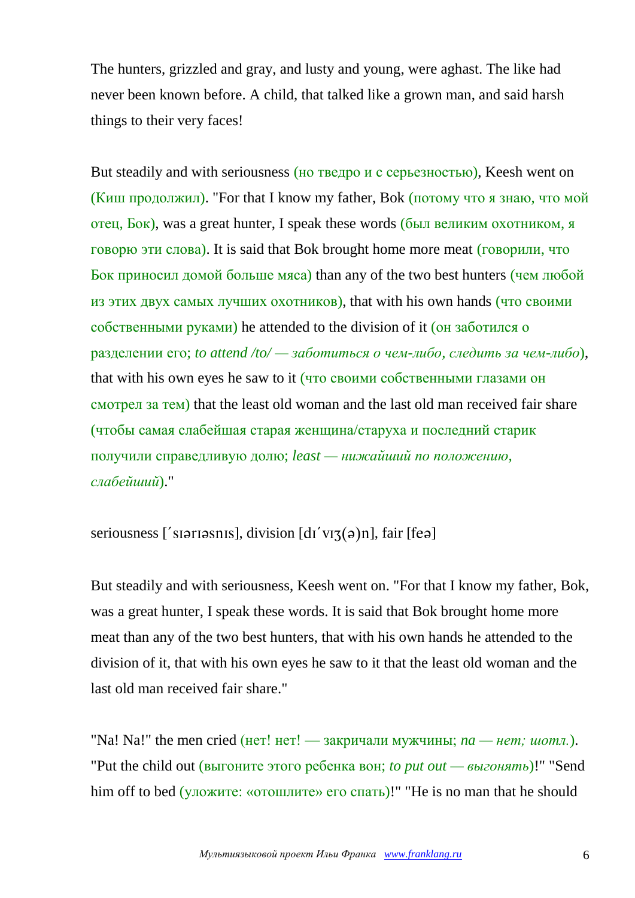The hunters, grizzled and gray, and lusty and young, were aghast. The like had never been known before. A child, that talked like a grown man, and said harsh things to their very faces!

But steadily and with seriousness (но твердо и с серьезностью), Keesh went on (Киш продолжил). "For that I know my father, Bok (потому что я знаю, что мой отец, Бок), was a great hunter, I speak these words (был великим охотником, я говорю эти слова). It is said that Bok brought home more meat (говорили, что Бок приносил домой больше мяса) than any of the two best hunters (чем любой из этих двух самых лучших охотников), that with his own hands (что своими собственными руками) he attended to the division of it (он заботился о разделении его; *to attend /to/ — заботиться о чем-либо, следить за чем-либо*), that with his own eyes he saw to it (что своими собственными глазами он смотрел за тем) that the least old woman and the last old man received fair share (чтобы самая слабейшая старая женщина/старуха и последний старик получили справедливую долю; *least — нижайший по положению, слабейший*)."

seriousness [ˊsɪərɪəsnɪs], division [dɪˊvɪʒ(ə)n], fair [feə]

But steadily and with seriousness, Keesh went on. "For that I know my father, Bok, was a great hunter, I speak these words. It is said that Bok brought home more meat than any of the two best hunters, that with his own hands he attended to the division of it, that with his own eyes he saw to it that the least old woman and the last old man received fair share."

"Na! Na!" the men cried (нет! нет! — закричали мужчины; *na — нет; шотл.*). "Put the child out (выгоните этого ребенка вон; *to put out — выгонять*)!" "Send him off to bed (уложите: «отошлите» его спать)!" "He is no man that he should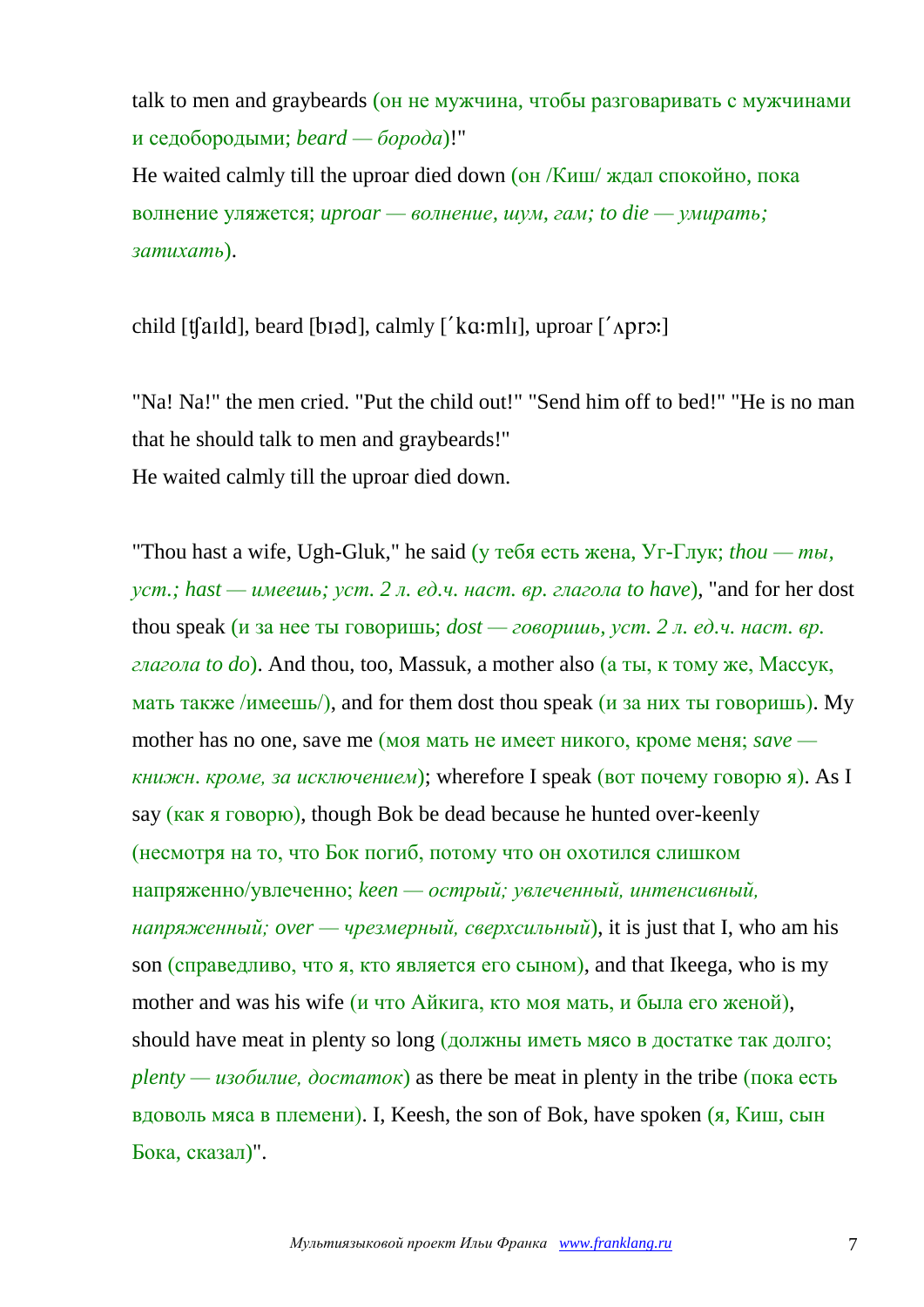talk to men and graybeards (он не мужчина, чтобы разговаривать с мужчинами и седобородыми; *beard — борода*)!"
He waited calmly till the uproar died down (он /Киш/ ждал спокойно, пока волнение уляжется; *uproar — волнение, шум, гам; to die — умирать; затихать*).

child [ʧaɪld], beard [bɪəd], calmly [ˈkɑːmlɪ], uproar [ˈʌprɔː]

"Na! Na!" the men cried. "Put the child out!" "Send him off to bed!" "He is no man that he should talk to men and graybeards!"
He waited calmly till the uproar died down.

"Thou hast a wife, Ugh-Gluk," he said (у тебя есть жена, Уг-Глук; *thou — ты, уст.; hast — имеешь; уст. 2 л. ед.ч. наст. вр. глагола to have*), "and for her dost thou speak (и за нее ты говоришь; *dost — говоришь, уст. 2 л. ед.ч. наст. вр. глагола to do*). And thou, too, Massuk, a mother also (а ты, к тому же, Массук, мать также /имеешь/), and for them dost thou speak (и за них ты говоришь). My mother has no one, save me (моя мать не имеет никого, кроме меня; *save — книжн. кроме, за исключением*); wherefore I speak (вот почему говорю я). As I say (как я говорю), though Bok be dead because he hunted over-keenly (несмотря на то, что Бок погиб, потому что он охотился слишком напряженно/увлеченно; *keen — острый; увлеченный, интенсивный, напряженный; over — чрезмерный, сверхсильный*), it is just that I, who am his son (справедливо, что я, кто является его сыном), and that Ikeega, who is my mother and was his wife (и что Айкига, кто моя мать, и была его женой), should have meat in plenty so long (должны иметь мясо в достатке так долго; *plenty — изобилие, достаток*) as there be meat in plenty in the tribe (пока есть вдоволь мяса в племени). I, Keesh, the son of Bok, have spoken (я, Киш, сын Бока, сказал)".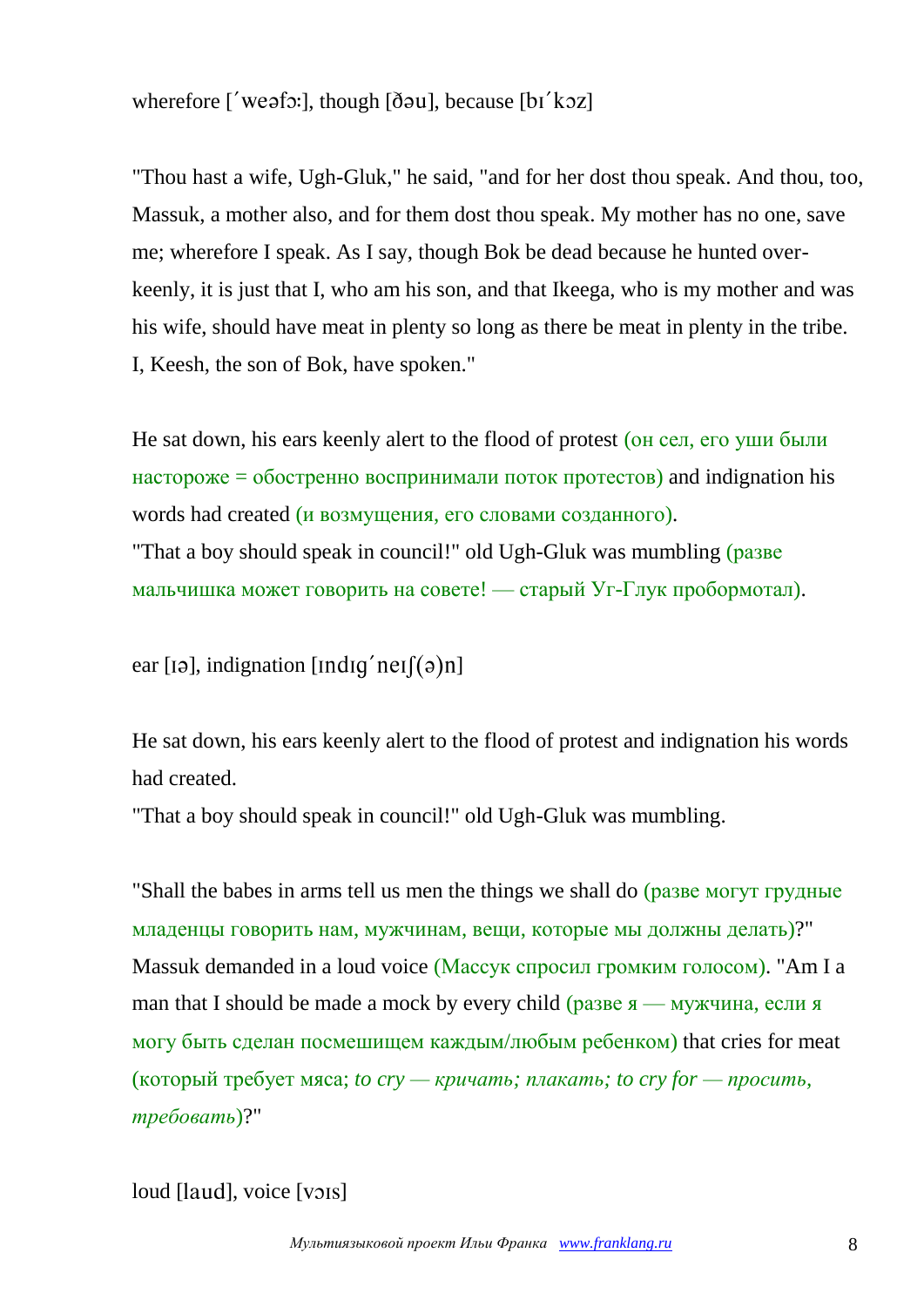wherefore [ˈweəfɔ:], though [ðəu], because [bɪˈkɔz]

"Thou hast a wife, Ugh-Gluk," he said, "and for her dost thou speak. And thou, too, Massuk, a mother also, and for them dost thou speak. My mother has no one, save me; wherefore I speak. As I say, though Bok be dead because he hunted over-keenly, it is just that I, who am his son, and that Ikeega, who is my mother and was his wife, should have meat in plenty so long as there be meat in plenty in the tribe. I, Keesh, the son of Bok, have spoken."

He sat down, his ears keenly alert to the flood of protest (он сел, его уши были настороже = обостренно воспринимали поток протестов) and indignation his words had created (и возмущения, его словами созданного).
"That a boy should speak in council!" old Ugh-Gluk was mumbling (разве мальчишка может говорить на совете! — старый Уг-Глук пробормотал).

ear [ɪə], indignation [ɪndɪgˈneɪʃ(ə)n]

He sat down, his ears keenly alert to the flood of protest and indignation his words had created.
"That a boy should speak in council!" old Ugh-Gluk was mumbling.

"Shall the babes in arms tell us men the things we shall do (разве могут грудные младенцы говорить нам, мужчинам, вещи, которые мы должны делать)?" Massuk demanded in a loud voice (Массук спросил громким голосом). "Am I a man that I should be made a mock by every child (разве я — мужчина, если я могу быть сделан посмешищем каждым/любым ребенком) that cries for meat (который требует мяса; *to cry — кричать; плакать; to cry for — просить, требовать*)?"

loud [laud], voice [vɔɪs]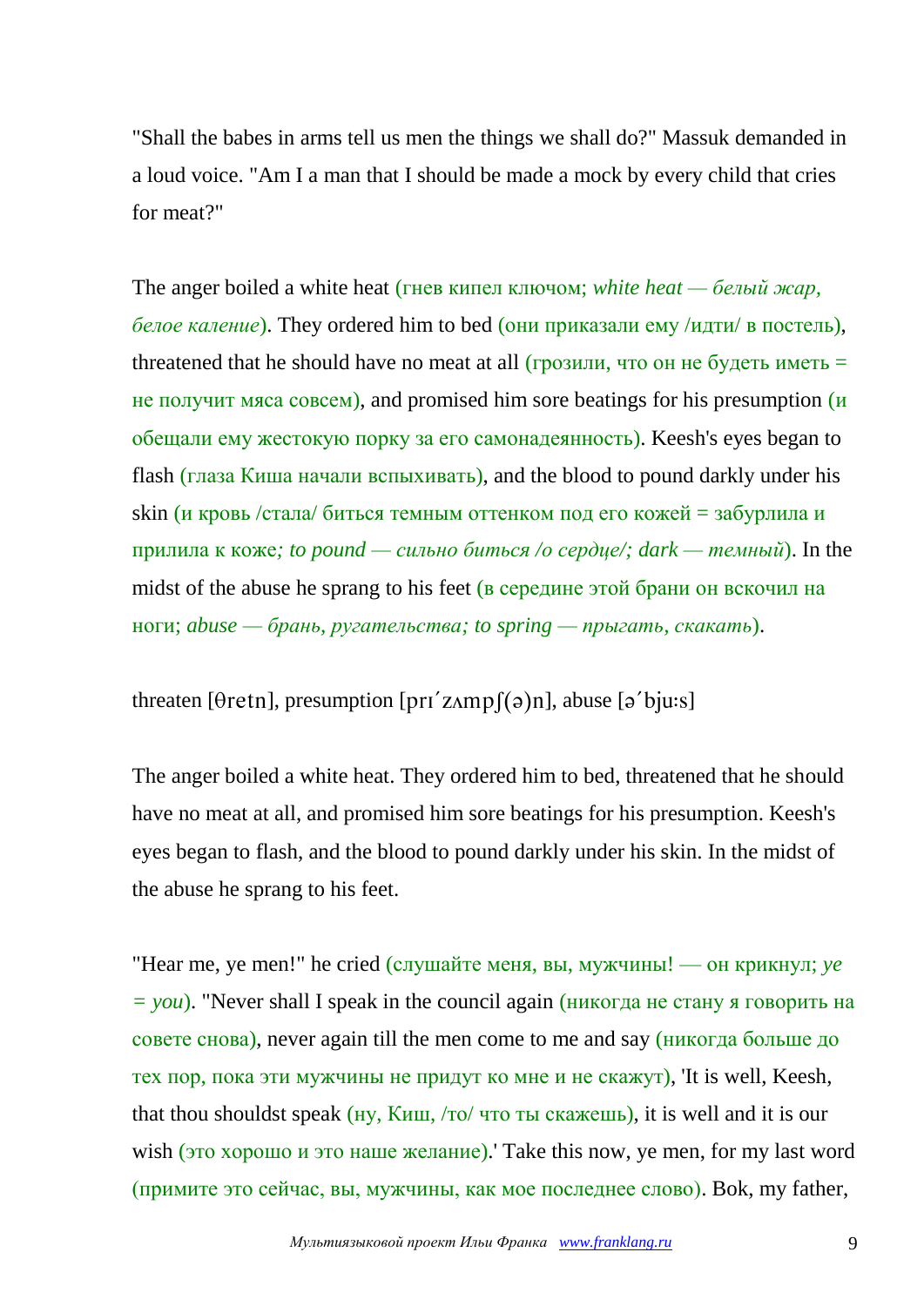"Shall the babes in arms tell us men the things we shall do?" Massuk demanded in a loud voice. "Am I a man that I should be made a mock by every child that cries for meat?"

The anger boiled a white heat (гнев кипел ключом; *white heat — белый жар, белое каление*). They ordered him to bed (они приказали ему /идти/ в постель), threatened that he should have no meat at all (грозили, что он не будеть иметь = не получит мяса совсем), and promised him sore beatings for his presumption (и обещали ему жестокую порку за его самонадеянность). Keesh's eyes began to flash (глаза Киша начали вспыхивать), and the blood to pound darkly under his skin (и кровь /стала/ биться темным оттенком под его кожей = забурлила и прилила к коже*; to pound — сильно биться /о сердце/; dark — темный*). In the midst of the abuse he sprang to his feet (в середине этой брани он вскочил на ноги; *abuse — брань, ругательства; to spring — прыгать, скакать*).

threaten [θretn], presumption [prɪ´zʌmpʃ(ə)n], abuse [ə´bjuːs]

The anger boiled a white heat. They ordered him to bed, threatened that he should have no meat at all, and promised him sore beatings for his presumption. Keesh's eyes began to flash, and the blood to pound darkly under his skin. In the midst of the abuse he sprang to his feet.

"Hear me, ye men!" he cried (слушайте меня, вы, мужчины! — он крикнул; *ye = you*). "Never shall I speak in the council again (никогда не стану я говорить на совете снова), never again till the men come to me and say (никогда больше до тех пор, пока эти мужчины не придут ко мне и не скажут), 'It is well, Keesh, that thou shouldst speak (ну, Киш, /то/ что ты скажешь), it is well and it is our wish (это хорошо и это наше желание).' Take this now, ye men, for my last word (примите это сейчас, вы, мужчины, как мое последнее слово). Bok, my father,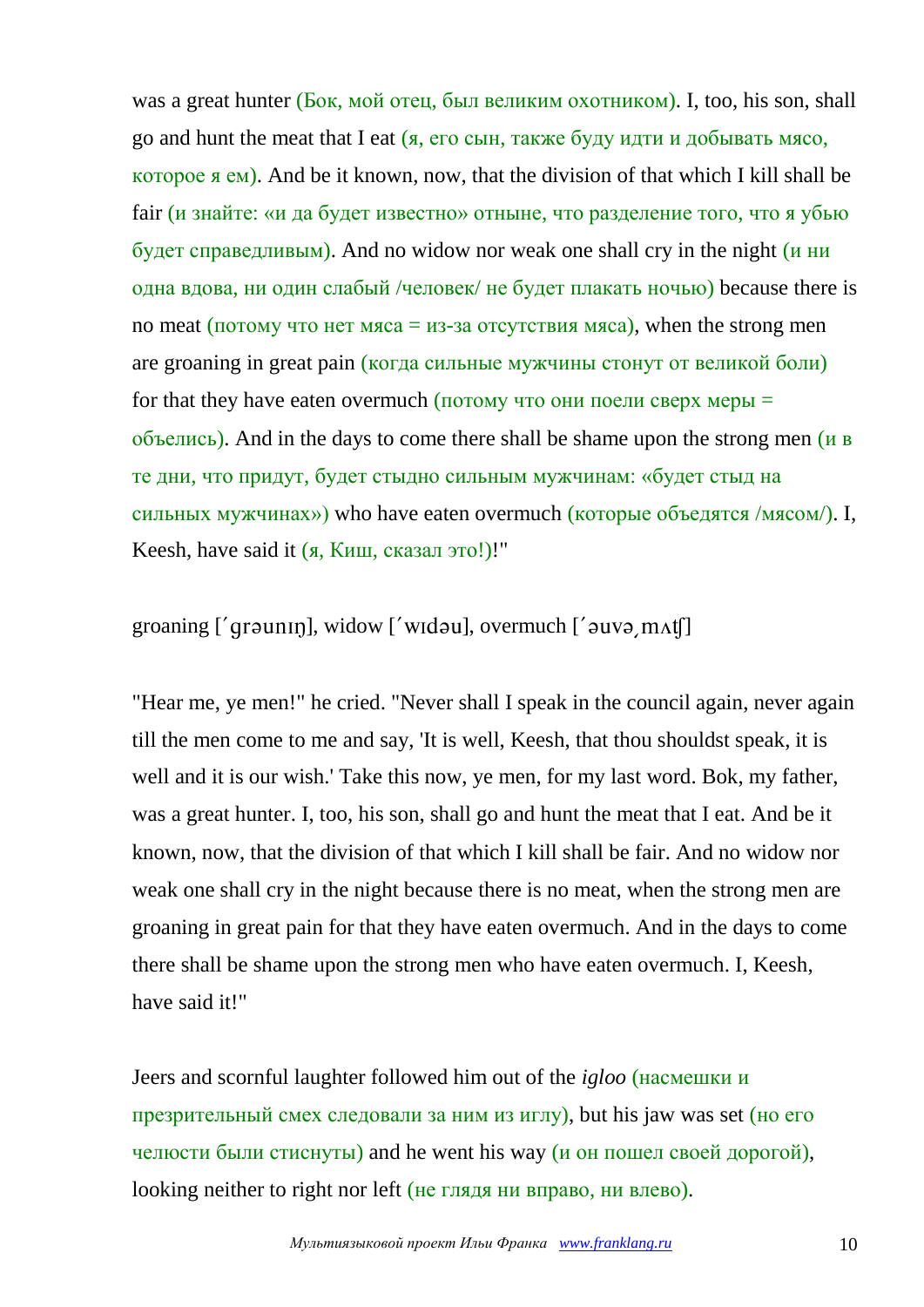was a great hunter (Бок, мой отец, был великим охотником). I, too, his son, shall go and hunt the meat that I eat (я, его сын, также буду идти и добывать мясо, которое я ем). And be it known, now, that the division of that which I kill shall be fair (и знайте: «и да будет известно» отныне, что разделение того, что я убью будет справедливым). And no widow nor weak one shall cry in the night (и ни одна вдова, ни один слабый /человек/ не будет плакать ночью) because there is no meat (потому что нет мяса = из-за отсутствия мяса), when the strong men are groaning in great pain (когда сильные мужчины стонут от великой боли) for that they have eaten overmuch (потому что они поели сверх меры = объелись). And in the days to come there shall be shame upon the strong men (и в те дни, что придут, будет стыдно сильным мужчинам: «будет стыд на сильных мужчинах») who have eaten overmuch (которые объедятся /мясом/). I, Keesh, have said it (я, Киш, сказал это!)!"

groaning [ˊgrəunɪŋ], widow [ˊwɪdəu], overmuch [ˊəuvəˏmʌtʃ]

"Hear me, ye men!" he cried. "Never shall I speak in the council again, never again till the men come to me and say, 'It is well, Keesh, that thou shouldst speak, it is well and it is our wish.' Take this now, ye men, for my last word. Bok, my father, was a great hunter. I, too, his son, shall go and hunt the meat that I eat. And be it known, now, that the division of that which I kill shall be fair. And no widow nor weak one shall cry in the night because there is no meat, when the strong men are groaning in great pain for that they have eaten overmuch. And in the days to come there shall be shame upon the strong men who have eaten overmuch. I, Keesh, have said it!"

Jeers and scornful laughter followed him out of the *igloo* (насмешки и презрительный смех следовали за ним из иглу), but his jaw was set (но его челюсти были стиснуты) and he went his way (и он пошел своей дорогой), looking neither to right nor left (не глядя ни вправо, ни влево).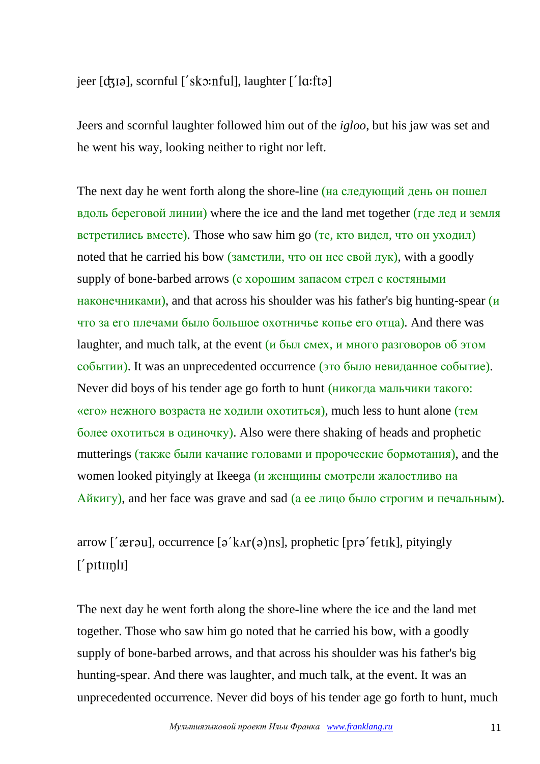jeer [ʤɪə], scornful [ˊskɔ:nful], laughter [ˊlɑ:ftə]

Jeers and scornful laughter followed him out of the *igloo*, but his jaw was set and he went his way, looking neither to right nor left.

The next day he went forth along the shore-line (на следующий день он пошел вдоль береговой линии) where the ice and the land met together (где лед и земля встретились вместе). Those who saw him go (те, кто видел, что он уходил) noted that he carried his bow (заметили, что он нес свой лук), with a goodly supply of bone-barbed arrows (с хорошим запасом стрел с костяными наконечниками), and that across his shoulder was his father's big hunting-spear (и что за его плечами было большое охотничье копье его отца). And there was laughter, and much talk, at the event (и был смех, и много разговоров об этом событии). It was an unprecedented occurrence (это было невиданное событие). Never did boys of his tender age go forth to hunt (никогда мальчики такого: «его» нежного возраста не ходили охотиться), much less to hunt alone (тем более охотиться в одиночку). Also were there shaking of heads and prophetic mutterings (также были качание головами и пророческие бормотания), and the women looked pityingly at Ikeega (и женщины смотрели жалостливо на Айкигу), and her face was grave and sad (а ее лицо было строгим и печальным).

arrow [ˊærəu], occurrence [əˊkʌr(ə)ns], prophetic [prəˊfetɪk], pityingly [ˊpɪtɪɪŋlɪ]

The next day he went forth along the shore-line where the ice and the land met together. Those who saw him go noted that he carried his bow, with a goodly supply of bone-barbed arrows, and that across his shoulder was his father's big hunting-spear. And there was laughter, and much talk, at the event. It was an unprecedented occurrence. Never did boys of his tender age go forth to hunt, much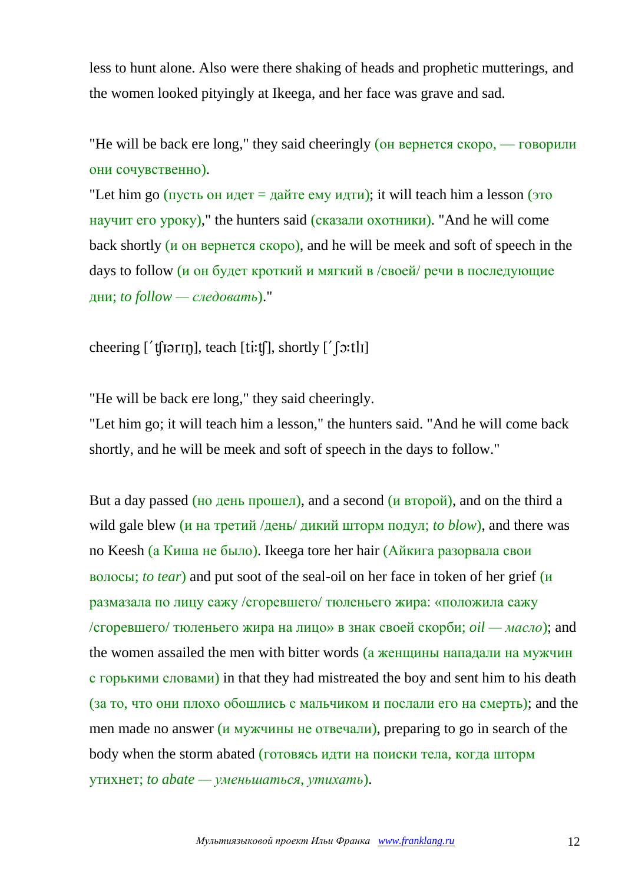less to hunt alone. Also were there shaking of heads and prophetic mutterings, and the women looked pityingly at Ikeega, and her face was grave and sad.

"He will be back ere long," they said cheeringly (он вернется скоро, — говорили они сочувственно).

"Let him go (пусть он идет = дайте ему идти); it will teach him a lesson (это научит его уроку)," the hunters said (сказали охотники). "And he will come back shortly (и он вернется скоро), and he will be meek and soft of speech in the days to follow (и он будет кроткий и мягкий в /своей/ речи в последующие дни; *to follow — следовать*)."

cheering [ˊʧɪərɪŋ], teach [tiːʧ], shortly [ˊʃɔːtlɪ]

"He will be back ere long," they said cheeringly.

"Let him go; it will teach him a lesson," the hunters said. "And he will come back shortly, and he will be meek and soft of speech in the days to follow."

But a day passed (но день прошел), and a second (и второй), and on the third a wild gale blew (и на третий /день/ дикий шторм подул; *to blow*), and there was no Keesh (а Киша не было). Ikeega tore her hair (Айкига разорвала свои волосы; *to tear*) and put soot of the seal-oil on her face in token of her grief (и размазала по лицу сажу /сгоревшего/ тюленьего жира: «положила сажу /сгоревшего/ тюленьего жира на лицо» в знак своей скорби; *oil — масло*); and the women assailed the men with bitter words (а женщины нападали на мужчин с горькими словами) in that they had mistreated the boy and sent him to his death (за то, что они плохо обошлись с мальчиком и послали его на смерть); and the men made no answer (и мужчины не отвечали), preparing to go in search of the body when the storm abated (готовясь идти на поиски тела, когда шторм утихнет; *to abate — уменьшаться, утихать*).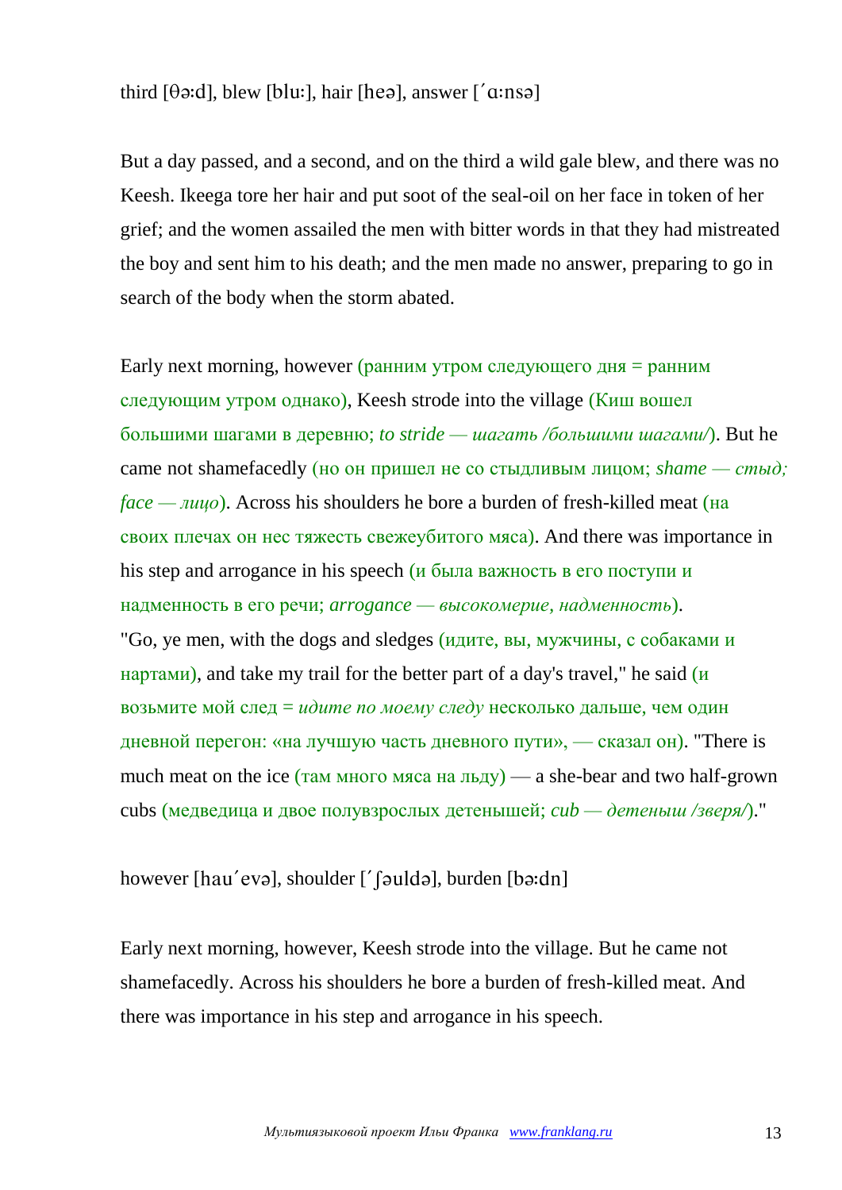third [θə:d], blew [blu:], hair [heə], answer [´ɑ:nsə]

But a day passed, and a second, and on the third a wild gale blew, and there was no Keesh. Ikeega tore her hair and put soot of the seal-oil on her face in token of her grief; and the women assailed the men with bitter words in that they had mistreated the boy and sent him to his death; and the men made no answer, preparing to go in search of the body when the storm abated.

Early next morning, however (ранним утром следующего дня = ранним следующим утром однако), Keesh strode into the village (Киш вошел большими шагами в деревню; *to stride — шагать /большими шагами/*). But he came not shamefacedly (но он пришел не со стыдливым лицом; *shame — стыд; face — лицо*). Across his shoulders he bore a burden of fresh-killed meat (на своих плечах он нес тяжесть свежеубитого мяса). And there was importance in his step and arrogance in his speech (и была важность в его поступи и надменность в его речи; *arrogance — высокомерие, надменность*).
"Go, ye men, with the dogs and sledges (идите, вы, мужчины, с собаками и нартами), and take my trail for the better part of a day's travel," he said (и возьмите мой след = *идите по моему следу* несколько дальше, чем один дневной перегон: «на лучшую часть дневного пути», — сказал он). "There is much meat on the ice (там много мяса на льду) — a she-bear and two half-grown cubs (медведица и двое полувзрослых детенышей; *cub — детеныш /зверя/*)."

however [hau´evə], shoulder [´ʃəuldə], burden [bə:dn]

Early next morning, however, Keesh strode into the village. But he came not shamefacedly. Across his shoulders he bore a burden of fresh-killed meat. And there was importance in his step and arrogance in his speech.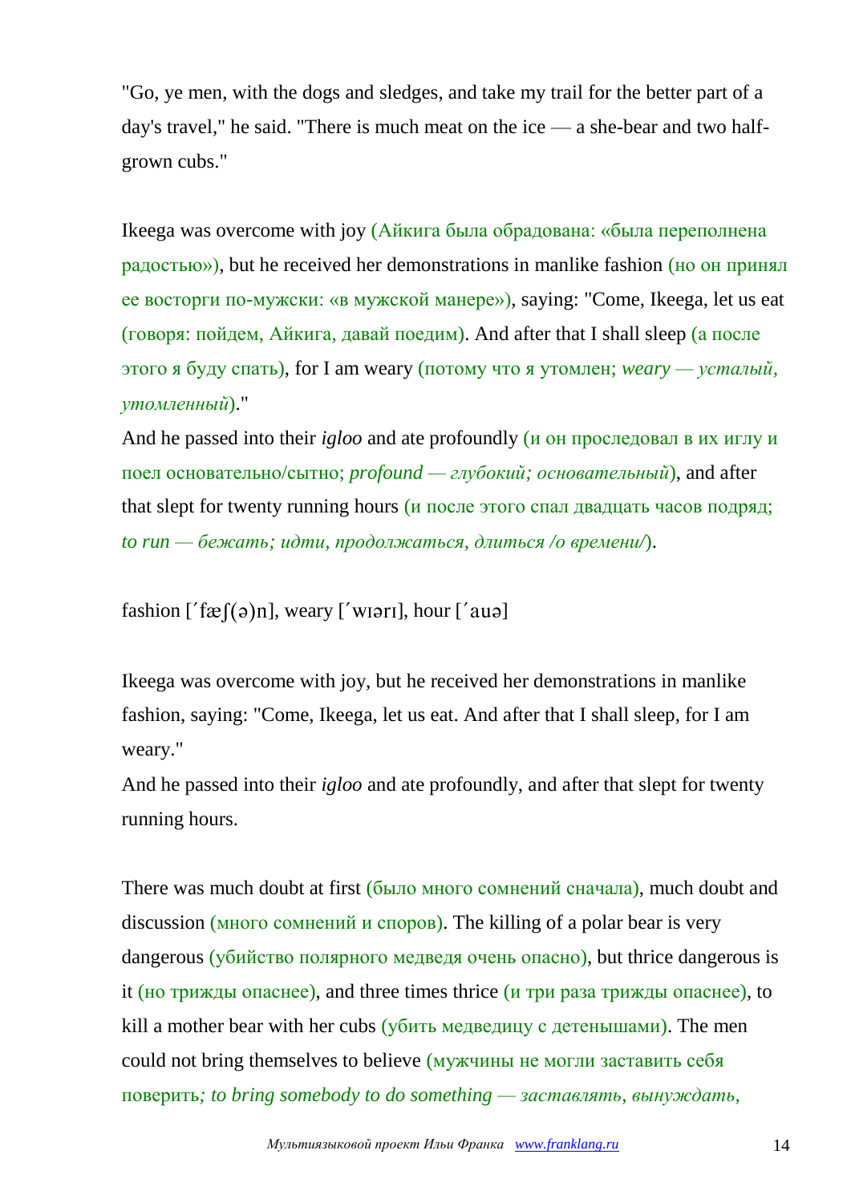"Go, ye men, with the dogs and sledges, and take my trail for the better part of a day's travel," he said. "There is much meat on the ice — a she-bear and two half-grown cubs."

Ikeega was overcome with joy (Айкига была обрадована: «была переполнена радостью»), but he received her demonstrations in manlike fashion (но он принял ее восторги по-мужски: «в мужской манере»), saying: "Come, Ikeega, let us eat (говоря: пойдем, Айкига, давай поедим). And after that I shall sleep (а после этого я буду спать), for I am weary (потому что я утомлен; *weary — усталый, утомленный*)."

And he passed into their *igloo* and ate profoundly (и он проследовал в их иглу и поел основательно/сытно; *profound — глубокий; основательный*), and after that slept for twenty running hours (и после этого спал двадцать часов подряд; *to run — бежать; идти, продолжаться, длиться /о времени/*).

fashion [΄fæʃ(ə)n], weary [΄wɪərɪ], hour [΄auə]

Ikeega was overcome with joy, but he received her demonstrations in manlike fashion, saying: "Come, Ikeega, let us eat. And after that I shall sleep, for I am weary."

And he passed into their *igloo* and ate profoundly, and after that slept for twenty running hours.

There was much doubt at first (было много сомнений сначала), much doubt and discussion (много сомнений и споров). The killing of a polar bear is very dangerous (убийство полярного медведя очень опасно), but thrice dangerous is it (но трижды опаснее), and three times thrice (и три раза трижды опаснее), to kill a mother bear with her cubs (убить медведицу с детенышами). The men could not bring themselves to believe (мужчины не могли заставить себя поверить*; to bring somebody to do something — заставлять, вынуждать,*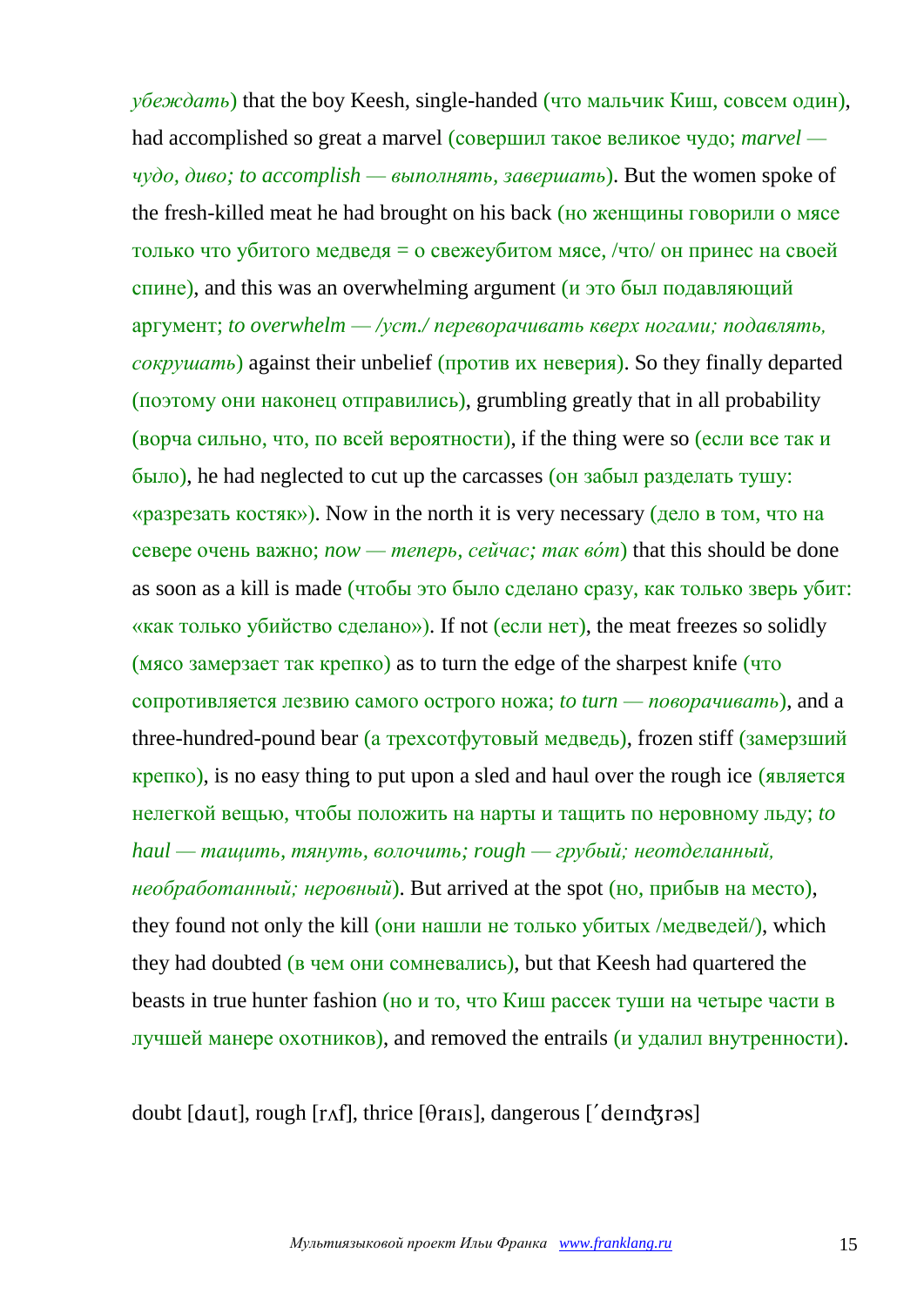*убеждать*) that the boy Keesh, single-handed (что мальчик Киш, совсем один), had accomplished so great a marvel (совершил такое великое чудо; *marvel — чудо, диво; to accomplish — выполнять, завершать*). But the women spoke of the fresh-killed meat he had brought on his back (но женщины говорили о мясе только что убитого медведя = о свежеубитом мясе, /что/ он принес на своей спине), and this was an overwhelming argument (и это был подавляющий аргумент; *to overwhelm — /уст./ переворачивать кверх ногами; подавлять, сокрушать*) against their unbelief (против их неверия). So they finally departed (поэтому они наконец отправились), grumbling greatly that in all probability (ворча сильно, что, по всей вероятности), if the thing were so (если все так и было), he had neglected to cut up the carcasses (он забыл разделать тушу: «разрезать костяк»). Now in the north it is very necessary (дело в том, что на севере очень важно; *now — теперь, сейчас; так во́т*) that this should be done as soon as a kill is made (чтобы это было сделано сразу, как только зверь убит: «как только убийство сделано»). If not (если нет), the meat freezes so solidly (мясо замерзает так крепко) as to turn the edge of the sharpest knife (что сопротивляется лезвию самого острого ножа; *to turn — поворачивать*), and a three-hundred-pound bear (а трехсотфутовый медведь), frozen stiff (замерзший крепко), is no easy thing to put upon a sled and haul over the rough ice (является нелегкой вещью, чтобы положить на нарты и тащить по неровному льду; *to haul — тащить, тянуть, волочить; rough — грубый; неотделанный, необработанный; неровный*). But arrived at the spot (но, прибыв на место), they found not only the kill (они нашли не только убитых /медведей/), which they had doubted (в чем они сомневались), but that Keesh had quartered the beasts in true hunter fashion (но и то, что Киш рассек туши на четыре части в лучшей манере охотников), and removed the entrails (и удалил внутренности).

doubt [daut], rough [rʌf], thrice [θraɪs], dangerous [´deɪnʤrəs]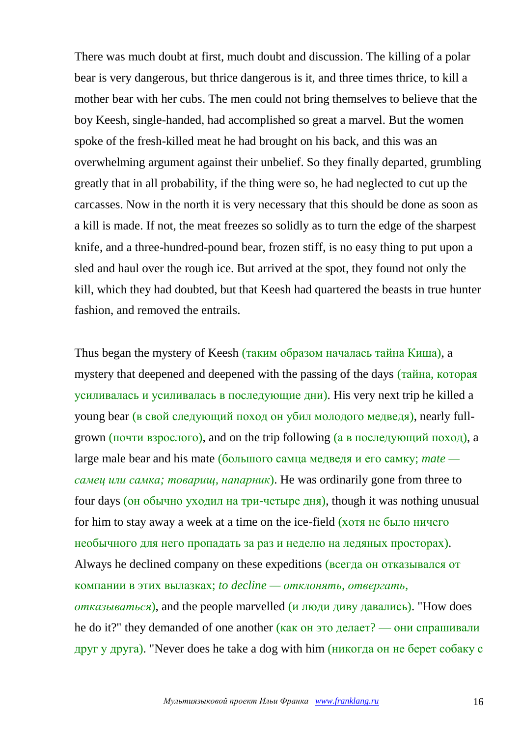There was much doubt at first, much doubt and discussion. The killing of a polar bear is very dangerous, but thrice dangerous is it, and three times thrice, to kill a mother bear with her cubs. The men could not bring themselves to believe that the boy Keesh, single-handed, had accomplished so great a marvel. But the women spoke of the fresh-killed meat he had brought on his back, and this was an overwhelming argument against their unbelief. So they finally departed, grumbling greatly that in all probability, if the thing were so, he had neglected to cut up the carcasses. Now in the north it is very necessary that this should be done as soon as a kill is made. If not, the meat freezes so solidly as to turn the edge of the sharpest knife, and a three-hundred-pound bear, frozen stiff, is no easy thing to put upon a sled and haul over the rough ice. But arrived at the spot, they found not only the kill, which they had doubted, but that Keesh had quartered the beasts in true hunter fashion, and removed the entrails.

Thus began the mystery of Keesh (таким образом началась тайна Киша), a mystery that deepened and deepened with the passing of the days (тайна, которая усиливалась и усиливалась в последующие дни). His very next trip he killed a young bear (в свой следующий поход он убил молодого медведя), nearly full-grown (почти взрослого), and on the trip following (а в последующий поход), a large male bear and his mate (большого самца медведя и его самку; *mate — самец или самка; товарищ, напарник*). He was ordinarily gone from three to four days (он обычно уходил на три-четыре дня), though it was nothing unusual for him to stay away a week at a time on the ice-field (хотя не было ничего необычного для него пропадать за раз и неделю на ледяных просторах). Always he declined company on these expeditions (всегда он отказывался от компании в этих вылазках; *to decline — отклонять, отвергать, отказываться*), and the people marvelled (и люди диву давались). "How does he do it?" they demanded of one another (как он это делает? — они спрашивали друг у друга). "Never does he take a dog with him (никогда он не берет собаку с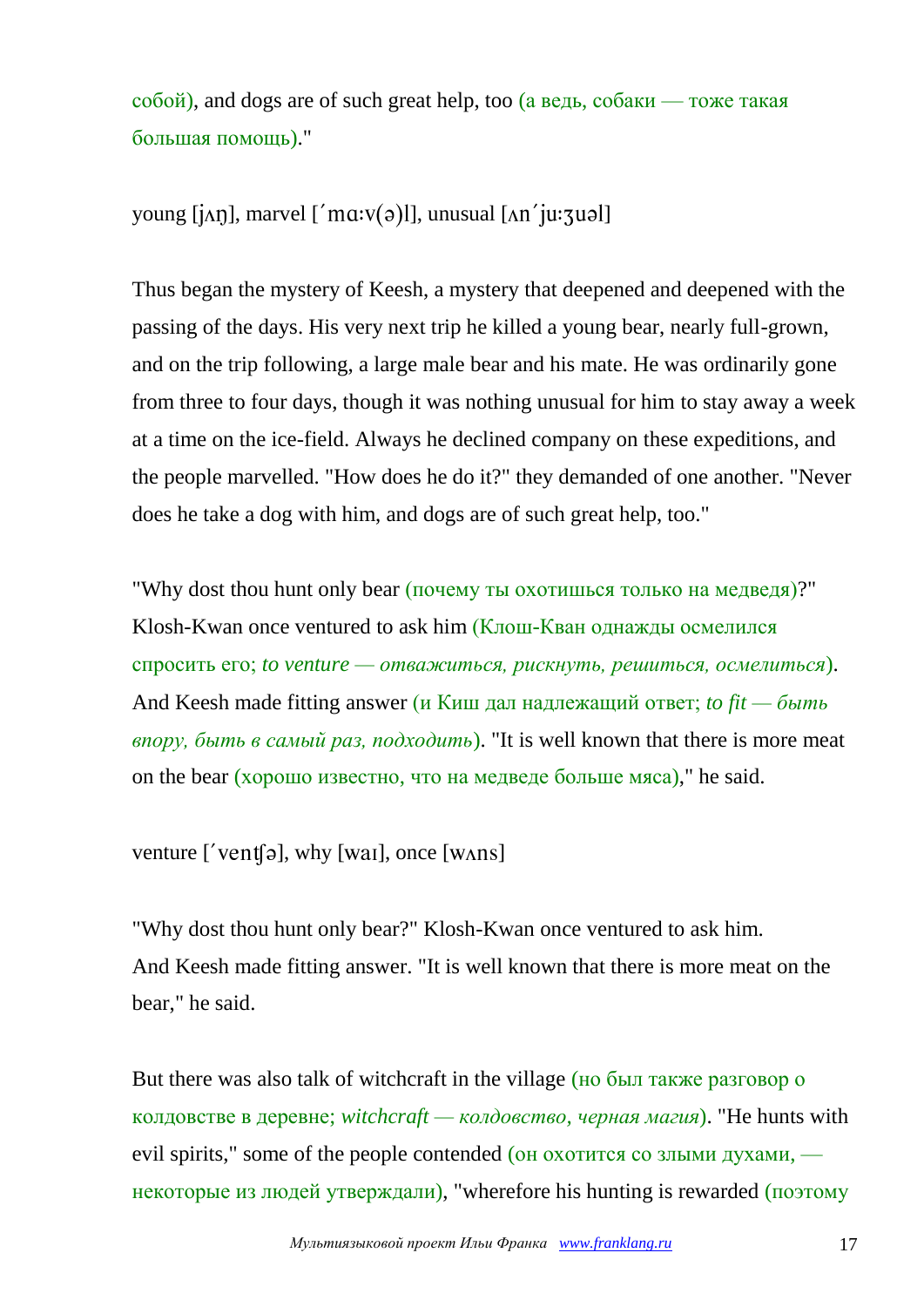собой), and dogs are of such great help, too (а ведь, собаки — тоже такая большая помощь)."

young [jʌŋ], marvel [ˈmɑːv(ə)l], unusual [ʌnˈjuːʒuəl]

Thus began the mystery of Keesh, a mystery that deepened and deepened with the passing of the days. His very next trip he killed a young bear, nearly full-grown, and on the trip following, a large male bear and his mate. He was ordinarily gone from three to four days, though it was nothing unusual for him to stay away a week at a time on the ice-field. Always he declined company on these expeditions, and the people marvelled. "How does he do it?" they demanded of one another. "Never does he take a dog with him, and dogs are of such great help, too."

"Why dost thou hunt only bear (почему ты охотишься только на медведя)?" Klosh-Kwan once ventured to ask him (Клош-Кван однажды осмелился спросить его; *to venture — отважиться, рискнуть, решиться, осмелиться*). And Keesh made fitting answer (и Киш дал надлежащий ответ; *to fit — быть впору, быть в самый раз, подходить*). "It is well known that there is more meat on the bear (хорошо известно, что на медведе больше мяса)," he said.

venture [ˈventʃə], why [waɪ], once [wʌns]

"Why dost thou hunt only bear?" Klosh-Kwan once ventured to ask him.
And Keesh made fitting answer. "It is well known that there is more meat on the bear," he said.

But there was also talk of witchcraft in the village (но был также разговор о колдовстве в деревне; *witchcraft — колдовство, черная магия*). "He hunts with evil spirits," some of the people contended (он охотится со злыми духами, — некоторые из людей утверждали), "wherefore his hunting is rewarded (поэтому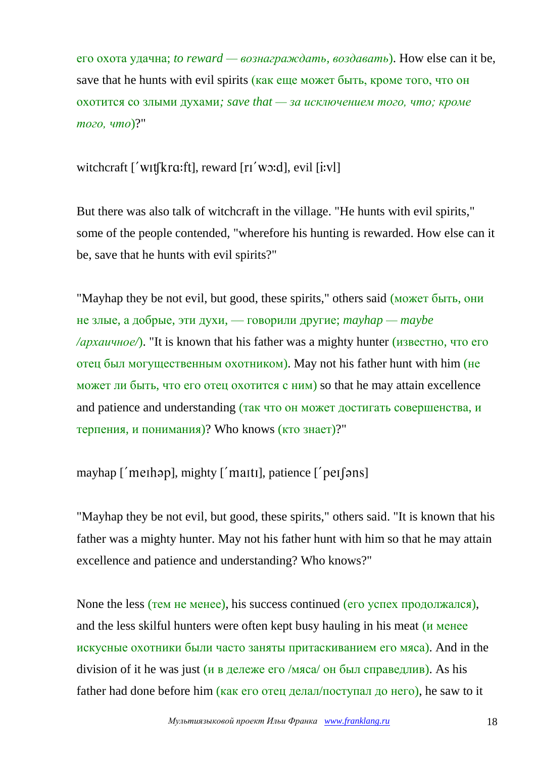его охота удачна; *to reward — вознаграждать, воздавать*). How else can it be, save that he hunts with evil spirits (как еще может быть, кроме того, что он охотится со злыми духами*; save that — за исключением того, что; кроме того, что*)?"

witchcraft [ˈwɪʧkrɑːft], reward [rɪˈwɔːd], evil [iːvl]

But there was also talk of witchcraft in the village. "He hunts with evil spirits," some of the people contended, "wherefore his hunting is rewarded. How else can it be, save that he hunts with evil spirits?"

"Mayhap they be not evil, but good, these spirits," others said (может быть, они не злые, а добрые, эти духи, — говорили другие; *mayhap — maybe /архаичное/*). "It is known that his father was a mighty hunter (известно, что его отец был могущественным охотником). May not his father hunt with him (не может ли быть, что его отец охотится с ним) so that he may attain excellence and patience and understanding (так что он может достигать совершенства, и терпения, и понимания)? Who knows (кто знает)?"

mayhap [ˈmeɪhəp], mighty [ˈmaɪtɪ], patience [ˈpeɪʃəns]

"Mayhap they be not evil, but good, these spirits," others said. "It is known that his father was a mighty hunter. May not his father hunt with him so that he may attain excellence and patience and understanding? Who knows?"

None the less (тем не менее), his success continued (его успех продолжался), and the less skilful hunters were often kept busy hauling in his meat (и менее искусные охотники были часто заняты притаскиванием его мяса). And in the division of it he was just (и в дележе его /мяса/ он был справедлив). As his father had done before him (как его отец делал/поступал до него), he saw to it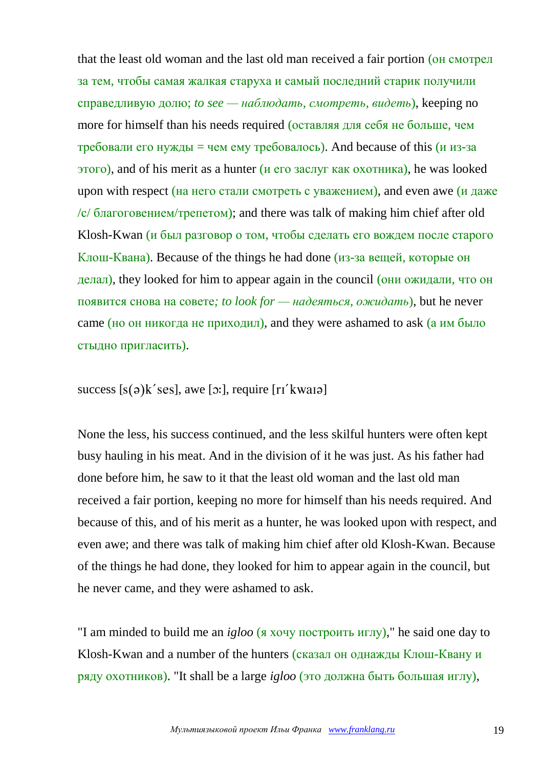that the least old woman and the last old man received a fair portion (он смотрел за тем, чтобы самая жалкая старуха и самый последний старик получили справедливую долю; *to see — наблюдать, смотреть, видеть*), keeping no more for himself than his needs required (оставляя для себя не больше, чем требовали его нужды = чем ему требовалось). And because of this (и из-за этого), and of his merit as a hunter (и его заслуг как охотника), he was looked upon with respect (на него стали смотреть с уважением), and even awe (и даже /с/ благоговением/трепетом); and there was talk of making him chief after old Klosh-Kwan (и был разговор о том, чтобы сделать его вождем после старого Клош-Квана). Because of the things he had done (из-за вещей, которые он делал), they looked for him to appear again in the council (они ожидали, что он появится снова на совете*; to look for — надеяться, ожидать*), but he never came (но он никогда не приходил), and they were ashamed to ask (а им было стыдно пригласить).

success [s(ə)k´ses], awe [ɔ:], require [rɪ´kwaɪə]

None the less, his success continued, and the less skilful hunters were often kept busy hauling in his meat. And in the division of it he was just. As his father had done before him, he saw to it that the least old woman and the last old man received a fair portion, keeping no more for himself than his needs required. And because of this, and of his merit as a hunter, he was looked upon with respect, and even awe; and there was talk of making him chief after old Klosh-Kwan. Because of the things he had done, they looked for him to appear again in the council, but he never came, and they were ashamed to ask.

"I am minded to build me an *igloo* (я хочу построить иглу)," he said one day to Klosh-Kwan and a number of the hunters (сказал он однажды Клош-Квану и ряду охотников). "It shall be a large *igloo* (это должна быть большая иглу),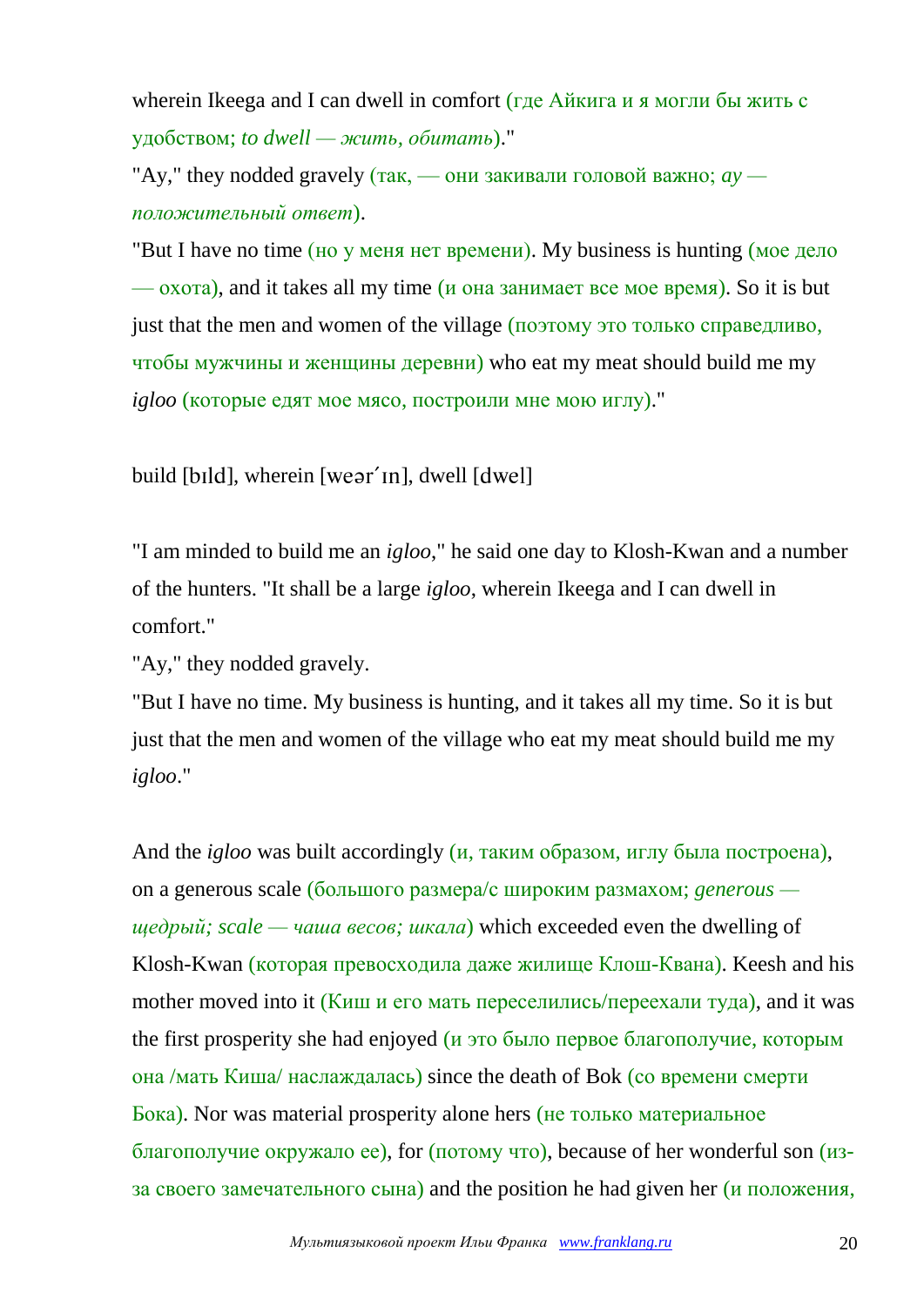wherein Ikeega and I can dwell in comfort (где Айкига и я могли бы жить с удобством; *to dwell — жить, обитать*)."

"Ay," they nodded gravely (так, — они закивали головой важно; *ay — положительный ответ*).

"But I have no time (но у меня нет времени). My business is hunting (мое дело — охота), and it takes all my time (и она занимает все мое время). So it is but just that the men and women of the village (поэтому это только справедливо, чтобы мужчины и женщины деревни) who eat my meat should build me my *igloo* (которые едят мое мясо, построили мне мою иглу)."

build [bɪld], wherein [weər´ɪn], dwell [dwel]

"I am minded to build me an *igloo*," he said one day to Klosh-Kwan and a number of the hunters. "It shall be a large *igloo*, wherein Ikeega and I can dwell in comfort."

"Ay," they nodded gravely.

"But I have no time. My business is hunting, and it takes all my time. So it is but just that the men and women of the village who eat my meat should build me my *igloo*."

And the *igloo* was built accordingly (и, таким образом, иглу была построена), on a generous scale (большого размера/с широким размахом; *generous — щедрый; scale — чаша весов; шкала*) which exceeded even the dwelling of Klosh-Kwan (которая превосходила даже жилище Клош-Квана). Keesh and his mother moved into it (Киш и его мать переселились/переехали туда), and it was the first prosperity she had enjoyed (и это было первое благополучие, которым она /мать Киша/ наслаждалась) since the death of Bok (со времени смерти Бока). Nor was material prosperity alone hers (не только материальное благополучие окружало ее), for (потому что), because of her wonderful son (из-за своего замечательного сына) and the position he had given her (и положения,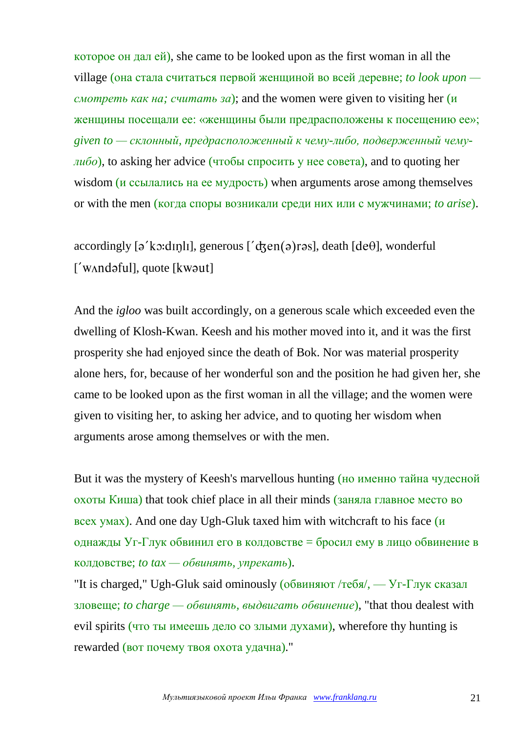которое он дал ей), she came to be looked upon as the first woman in all the village (она стала считаться первой женщиной во всей деревне; *to look upon — смотреть как на; считать за*); and the women were given to visiting her (и женщины посещали ее: «женщины были предрасположены к посещению ее»; *given to — склонный, предрасположенный к чему-либо, подверженный чему-либо*), to asking her advice (чтобы спросить у нее совета), and to quoting her wisdom (и ссылались на ее мудрость) when arguments arose among themselves or with the men (когда споры возникали среди них или с мужчинами; *to arise*).

accordingly [əˊkɔ:dɪŋlɪ], generous [ˊʤen(ə)rəs], death [deθ], wonderful [ˊwʌndəful], quote [kwəut]

And the *igloo* was built accordingly, on a generous scale which exceeded even the dwelling of Klosh-Kwan. Keesh and his mother moved into it, and it was the first prosperity she had enjoyed since the death of Bok. Nor was material prosperity alone hers, for, because of her wonderful son and the position he had given her, she came to be looked upon as the first woman in all the village; and the women were given to visiting her, to asking her advice, and to quoting her wisdom when arguments arose among themselves or with the men.

But it was the mystery of Keesh's marvellous hunting (но именно тайна чудесной охоты Киша) that took chief place in all their minds (заняла главное место во всех умах). And one day Ugh-Gluk taxed him with witchcraft to his face (и однажды Уг-Глук обвинил его в колдовстве = бросил ему в лицо обвинение в колдовстве; *to tax — обвинять, упрекать*).

"It is charged," Ugh-Gluk said ominously (обвиняют /тебя/, — Уг-Глук сказал зловеще; *to charge — обвинять, выдвигать обвинение*), "that thou dealest with evil spirits (что ты имеешь дело со злыми духами), wherefore thy hunting is rewarded (вот почему твоя охота удачна)."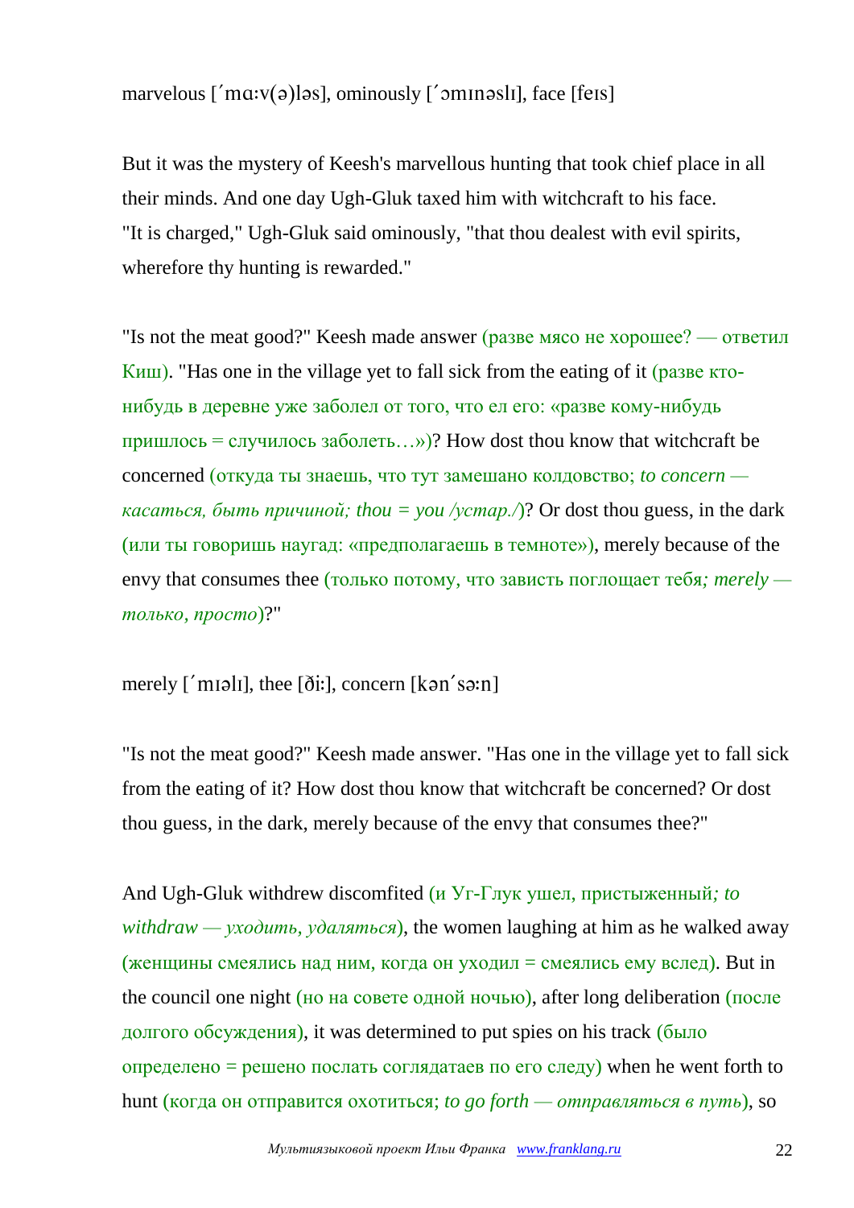marvelous [ˊmɑ:v(ə)ləs], ominously [ˊɔmɪnəslɪ], face [feɪs]

But it was the mystery of Keesh's marvellous hunting that took chief place in all their minds. And one day Ugh-Gluk taxed him with witchcraft to his face. "It is charged," Ugh-Gluk said ominously, "that thou dealest with evil spirits, wherefore thy hunting is rewarded."

"Is not the meat good?" Keesh made answer (разве мясо не хорошее? — ответил Киш). "Has one in the village yet to fall sick from the eating of it (разве кто-нибудь в деревне уже заболел от того, что ел его: «разве кому-нибудь пришлось = случилось заболеть…»)? How dost thou know that witchcraft be concerned (откуда ты знаешь, что тут замешано колдовство; *to concern — касаться, быть причиной; thou = you /устар./*)? Or dost thou guess, in the dark (или ты говоришь наугад: «предполагаешь в темноте»), merely because of the envy that consumes thee (только потому, что зависть поглощает тебя*; merely — только, просто*)?"

merely [ˊmɪəlɪ], thee [ði:], concern [kənˊsə:n]

"Is not the meat good?" Keesh made answer. "Has one in the village yet to fall sick from the eating of it? How dost thou know that witchcraft be concerned? Or dost thou guess, in the dark, merely because of the envy that consumes thee?"

And Ugh-Gluk withdrew discomfited (и Уг-Глук ушел, пристыженный*; to withdraw — уходить, удаляться*), the women laughing at him as he walked away (женщины смеялись над ним, когда он уходил = смеялись ему вслед). But in the council one night (но на совете одной ночью), after long deliberation (после долгого обсуждения), it was determined to put spies on his track (было определено = решено послать соглядатаев по его следу) when he went forth to hunt (когда он отправится охотиться; *to go forth — отправляться в путь*), so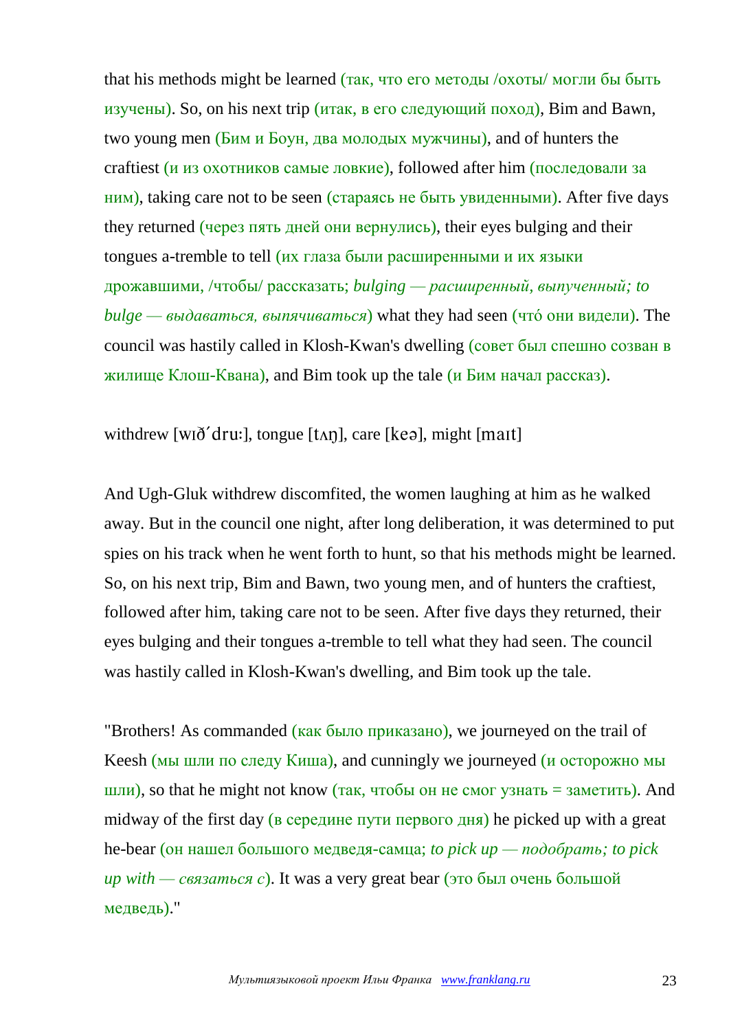that his methods might be learned (так, что его методы /охоты/ могли бы быть изучены). So, on his next trip (итак, в его следующий поход), Bim and Bawn, two young men (Бим и Боун, два молодых мужчины), and of hunters the craftiest (и из охотников самые ловкие), followed after him (последовали за ним), taking care not to be seen (стараясь не быть увиденными). After five days they returned (через пять дней они вернулись), their eyes bulging and their tongues a-tremble to tell (их глаза были расширенными и их языки дрожавшими, /чтобы/ рассказать; *bulging — расширенный, выпученный; to bulge — выдаваться, выпячиваться*) what they had seen (чтó они видели). The council was hastily called in Klosh-Kwan's dwelling (совет был спешно созван в жилище Клош-Квана), and Bim took up the tale (и Бим начал рассказ).

withdrew [wɪðˊdruː], tongue [tʌŋ], care [keə], might [maɪt]

And Ugh-Gluk withdrew discomfited, the women laughing at him as he walked away. But in the council one night, after long deliberation, it was determined to put spies on his track when he went forth to hunt, so that his methods might be learned. So, on his next trip, Bim and Bawn, two young men, and of hunters the craftiest, followed after him, taking care not to be seen. After five days they returned, their eyes bulging and their tongues a-tremble to tell what they had seen. The council was hastily called in Klosh-Kwan's dwelling, and Bim took up the tale.

"Brothers! As commanded (как было приказано), we journeyed on the trail of Keesh (мы шли по следу Киша), and cunningly we journeyed (и осторожно мы шли), so that he might not know (так, чтобы он не смог узнать = заметить). And midway of the first day (в середине пути первого дня) he picked up with a great he-bear (он нашел большого медведя-самца; *to pick up — подобрать; to pick up with — связаться с*). It was a very great bear (это был очень большой медведь)."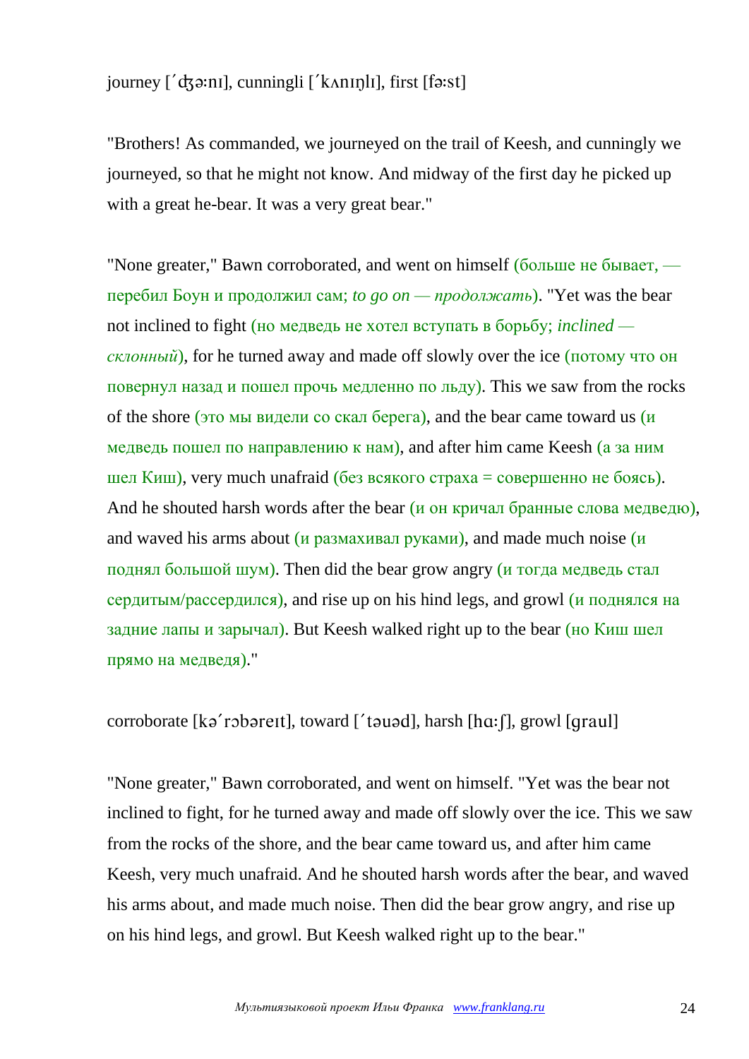journey [ˈʤə:nɪ], cunningli [ˈkʌnɪŋlɪ], first [fə:st]

"Brothers! As commanded, we journeyed on the trail of Keesh, and cunningly we journeyed, so that he might not know. And midway of the first day he picked up with a great he-bear. It was a very great bear."

"None greater," Bawn corroborated, and went on himself (больше не бывает, — перебил Боун и продолжил сам; *to go on — продолжать*). "Yet was the bear not inclined to fight (но медведь не хотел вступать в борьбу; *inclined — склонный*), for he turned away and made off slowly over the ice (потому что он повернул назад и пошел прочь медленно по льду). This we saw from the rocks of the shore (это мы видели со скал берега), and the bear came toward us (и медведь пошел по направлению к нам), and after him came Keesh (а за ним шел Киш), very much unafraid (без всякого страха = совершенно не боясь). And he shouted harsh words after the bear (и он кричал бранные слова медведю), and waved his arms about (и размахивал руками), and made much noise (и поднял большой шум). Then did the bear grow angry (и тогда медведь стал сердитым/рассердился), and rise up on his hind legs, and growl (и поднялся на задние лапы и зарычал). But Keesh walked right up to the bear (но Киш шел прямо на медведя)."

corroborate [kəˈrɔbəreɪt], toward [ˈtəuəd], harsh [hɑ:ʃ], growl [graul]

"None greater," Bawn corroborated, and went on himself. "Yet was the bear not inclined to fight, for he turned away and made off slowly over the ice. This we saw from the rocks of the shore, and the bear came toward us, and after him came Keesh, very much unafraid. And he shouted harsh words after the bear, and waved his arms about, and made much noise. Then did the bear grow angry, and rise up on his hind legs, and growl. But Keesh walked right up to the bear."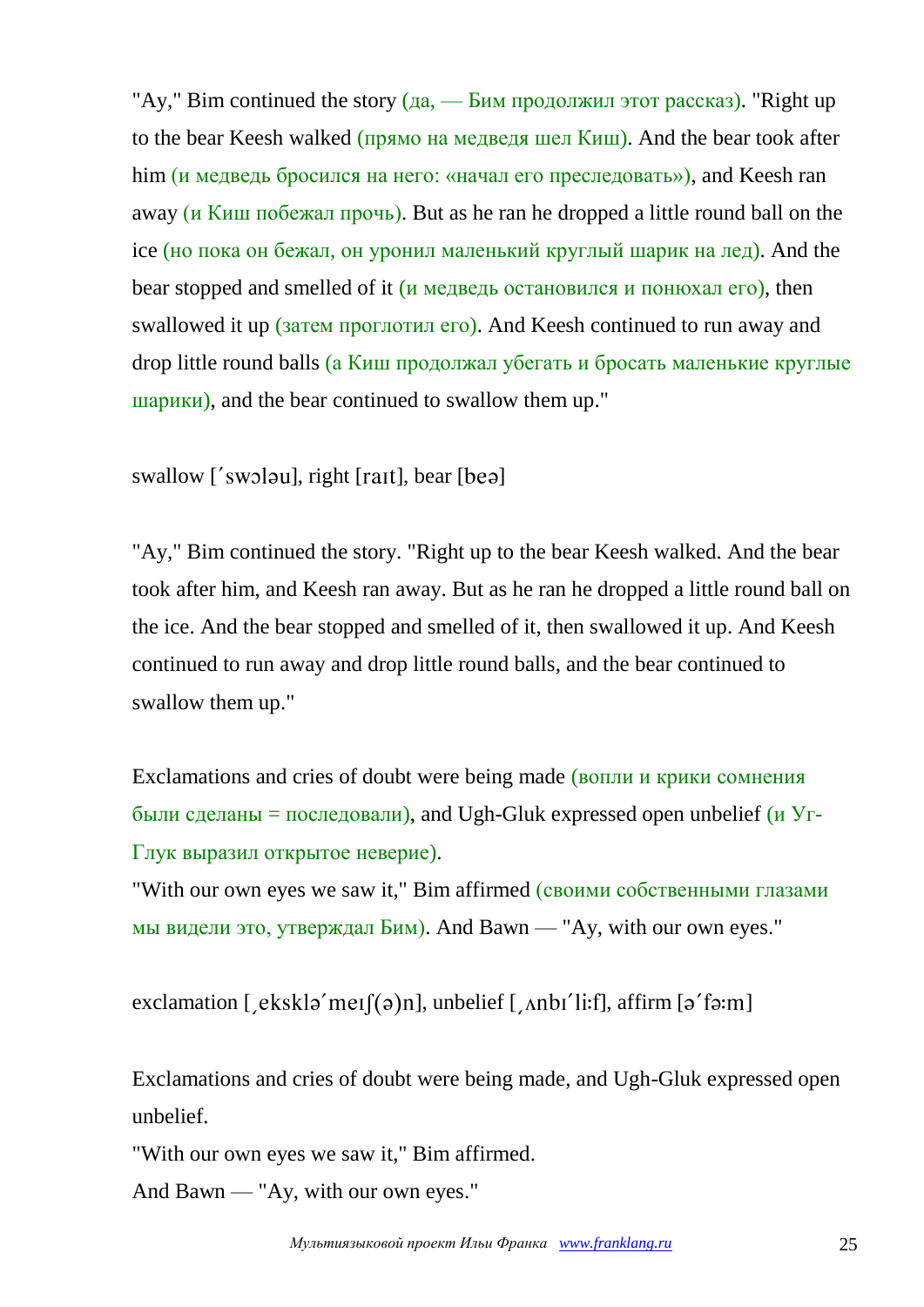"Ay," Bim continued the story (да, — Бим продолжил этот рассказ). "Right up to the bear Keesh walked (прямо на медведя шел Киш). And the bear took after him (и медведь бросился на него: «начал его преследовать»), and Keesh ran away (и Киш побежал прочь). But as he ran he dropped a little round ball on the ice (но пока он бежал, он уронил маленький круглый шарик на лед). And the bear stopped and smelled of it (и медведь остановился и понюхал его), then swallowed it up (затем проглотил его). And Keesh continued to run away and drop little round balls (а Киш продолжал убегать и бросать маленькие круглые шарики), and the bear continued to swallow them up."

swallow [ˊswɔləu], right [raɪt], bear [beə]

"Ay," Bim continued the story. "Right up to the bear Keesh walked. And the bear took after him, and Keesh ran away. But as he ran he dropped a little round ball on the ice. And the bear stopped and smelled of it, then swallowed it up. And Keesh continued to run away and drop little round balls, and the bear continued to swallow them up."

Exclamations and cries of doubt were being made (вопли и крики сомнения были сделаны = последовали), and Ugh-Gluk expressed open unbelief (и Уг-Глук выразил открытое неверие).
"With our own eyes we saw it," Bim affirmed (своими собственными глазами мы видели это, утверждал Бим). And Bawn — "Ay, with our own eyes."

exclamation [ˌekskləˊmeɪʃ(ə)n], unbelief [ˌʌnbɪˊli:f], affirm [əˊfə:m]

Exclamations and cries of doubt were being made, and Ugh-Gluk expressed open unbelief.
"With our own eyes we saw it," Bim affirmed.
And Bawn — "Ay, with our own eyes."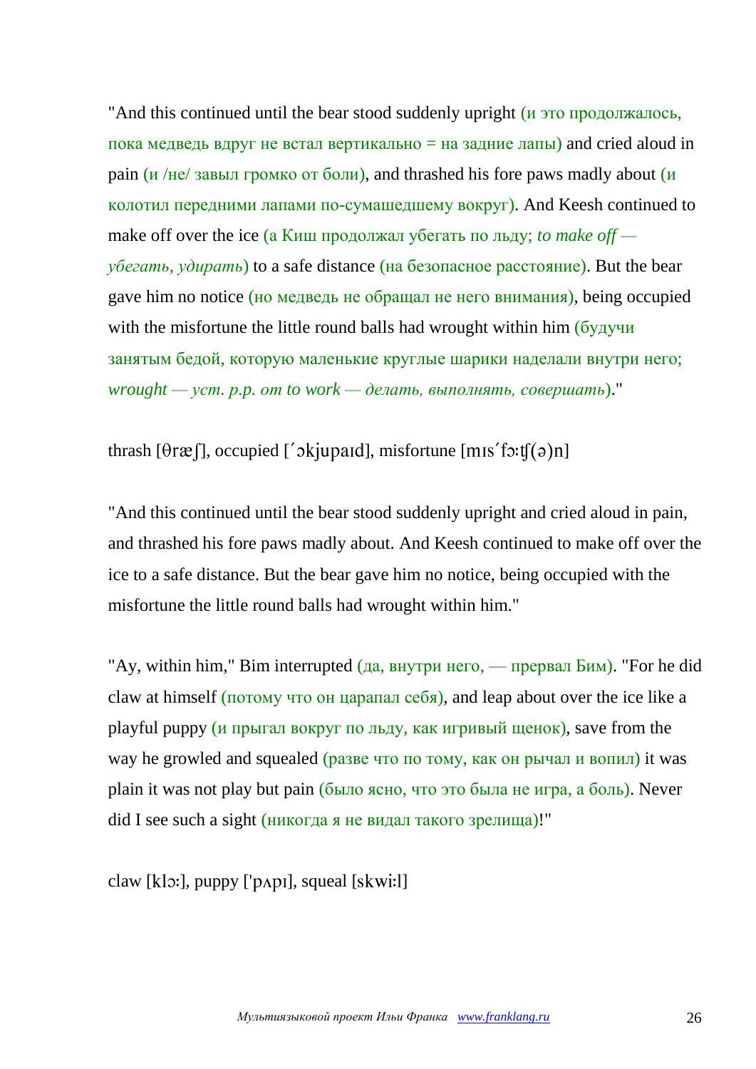"And this continued until the bear stood suddenly upright (и это продолжалось, пока медведь вдруг не встал вертикально = на задние лапы) and cried aloud in pain (и /не/ завыл громко от боли), and thrashed his fore paws madly about (и колотил передними лапами по-сумашедшему вокруг). And Keesh continued to make off over the ice (а Киш продолжал убегать по льду; *to make off — убегать, удирать*) to a safe distance (на безопасное расстояние). But the bear gave him no notice (но медведь не обращал не него внимания), being occupied with the misfortune the little round balls had wrought within him (будучи занятым бедой, которую маленькие круглые шарики наделали внутри него; *wrought — уст. p.p. от to work — делать, выполнять, совершать*)."

thrash [θræʃ], occupied [´ɔkjupaɪd], misfortune [mɪs´fɔ:ʧ(ə)n]

"And this continued until the bear stood suddenly upright and cried aloud in pain, and thrashed his fore paws madly about. And Keesh continued to make off over the ice to a safe distance. But the bear gave him no notice, being occupied with the misfortune the little round balls had wrought within him."

"Ay, within him," Bim interrupted (да, внутри него, — прервал Бим). "For he did claw at himself (потому что он царапал себя), and leap about over the ice like a playful puppy (и прыгал вокруг по льду, как игривый щенок), save from the way he growled and squealed (разве что по тому, как он рычал и вопил) it was plain it was not play but pain (было ясно, что это была не игра, а боль). Never did I see such a sight (никогда я не видал такого зрелища)!"

claw [klɔ:], puppy ['pʌpɪ], squeal [skwi:l]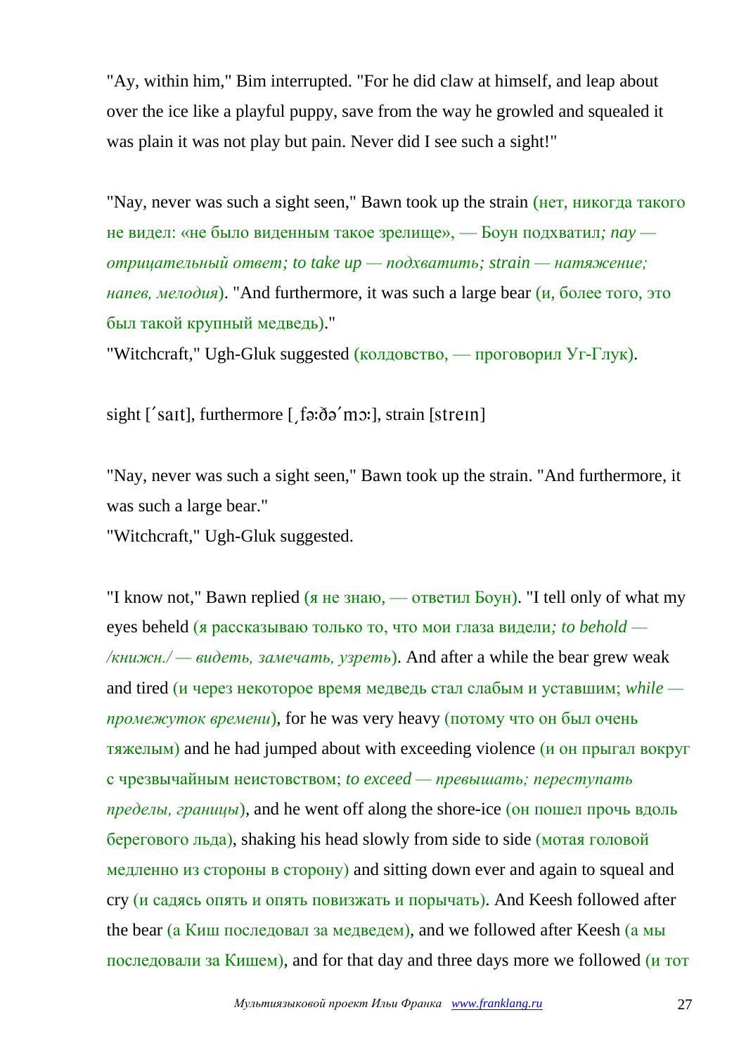"Ay, within him," Bim interrupted. "For he did claw at himself, and leap about over the ice like a playful puppy, save from the way he growled and squealed it was plain it was not play but pain. Never did I see such a sight!"

"Nay, never was such a sight seen," Bawn took up the strain (нет, никогда такого не видел: «не было виденным такое зрелище», — Боун подхватил*; nay — отрицательный ответ; to take up — подхватить; strain — натяжение; напев, мелодия*). "And furthermore, it was such a large bear (и, более того, это был такой крупный медведь)."
"Witchcraft," Ugh-Gluk suggested (колдовство, — проговорил Уг-Глук).

sight [ˊsaɪt], furthermore [ˏfəːðəˊmɔː], strain [streɪn]

"Nay, never was such a sight seen," Bawn took up the strain. "And furthermore, it was such a large bear."
"Witchcraft," Ugh-Gluk suggested.

"I know not," Bawn replied (я не знаю, — ответил Боун). "I tell only of what my eyes beheld (я рассказываю только то, что мои глаза видели*; to behold — /книжн./ — видеть, замечать, узреть*). And after a while the bear grew weak and tired (и через некоторое время медведь стал слабым и уставшим; *while — промежуток времени*), for he was very heavy (потому что он был очень тяжелым) and he had jumped about with exceeding violence (и он прыгал вокруг с чрезвычайным неистовством; *to exceed — превышать; переступать пределы, границы*), and he went off along the shore-ice (он пошел прочь вдоль берегового льда), shaking his head slowly from side to side (мотая головой медленно из стороны в сторону) and sitting down ever and again to squeal and cry (и садясь опять и опять повизжать и порычать). And Keesh followed after the bear (а Киш последовал за медведем), and we followed after Keesh (а мы последовали за Кишем), and for that day and three days more we followed (и тот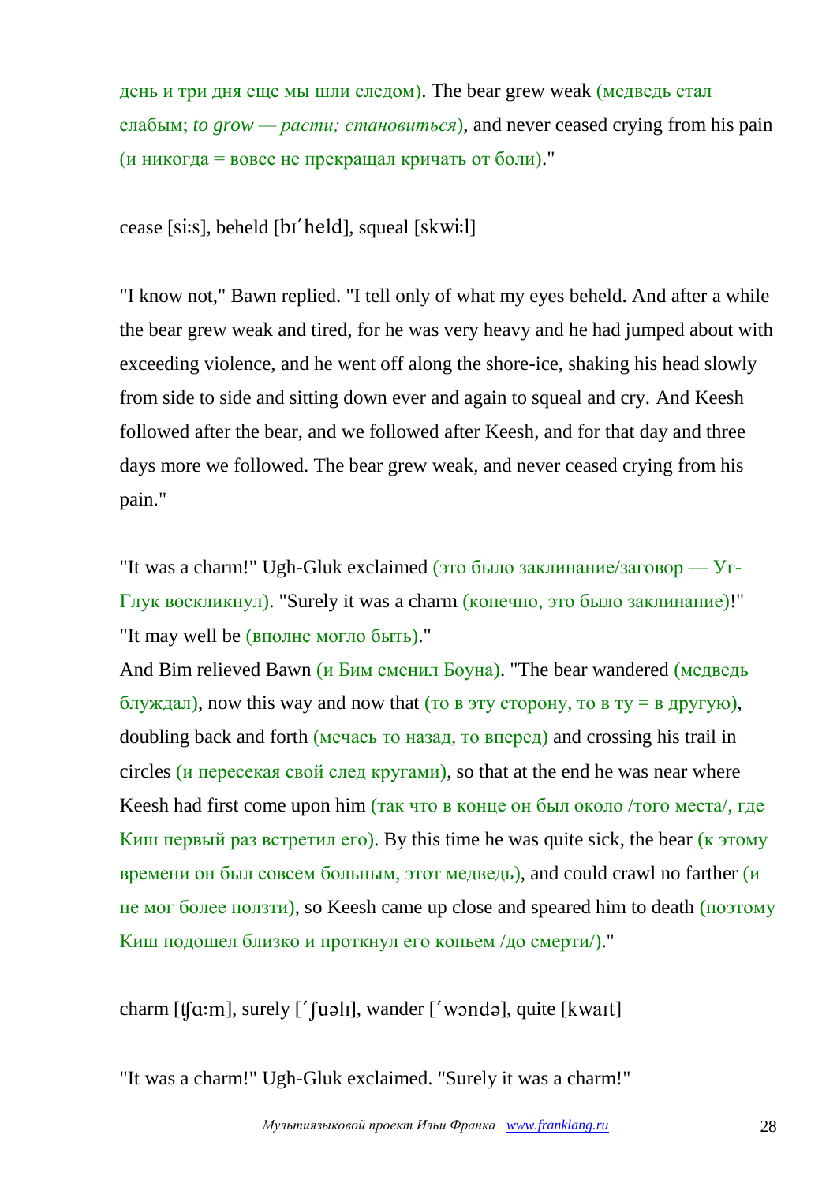день и три дня еще мы шли следом). The bear grew weak (медведь стал слабым; *to grow — расти; становиться*), and never ceased crying from his pain (и никогда = вовсе не прекращал кричать от боли)."

cease [siːs], beheld [bɪˊheld], squeal [skwiːl]

"I know not," Bawn replied. "I tell only of what my eyes beheld. And after a while the bear grew weak and tired, for he was very heavy and he had jumped about with exceeding violence, and he went off along the shore-ice, shaking his head slowly from side to side and sitting down ever and again to squeal and cry. And Keesh followed after the bear, and we followed after Keesh, and for that day and three days more we followed. The bear grew weak, and never ceased crying from his pain."

"It was a charm!" Ugh-Gluk exclaimed (это было заклинание/заговор — Уг-Глук воскликнул). "Surely it was a charm (конечно, это было заклинание)!"
"It may well be (вполне могло быть)."
And Bim relieved Bawn (и Бим сменил Боуна). "The bear wandered (медведь блуждал), now this way and now that (то в эту сторону, то в ту = в другую), doubling back and forth (мечась то назад, то вперед) and crossing his trail in circles (и пересекая свой след кругами), so that at the end he was near where Keesh had first come upon him (так что в конце он был около /того места/, где Киш первый раз встретил его). By this time he was quite sick, the bear (к этому времени он был совсем больным, этот медведь), and could crawl no farther (и не мог более ползти), so Keesh came up close and speared him to death (поэтому Киш подошел близко и проткнул его копьем /до смерти/)."

charm [ʧɑːm], surely [ˊʃuəlɪ], wander [ˊwɔndə], quite [kwaɪt]

"It was a charm!" Ugh-Gluk exclaimed. "Surely it was a charm!"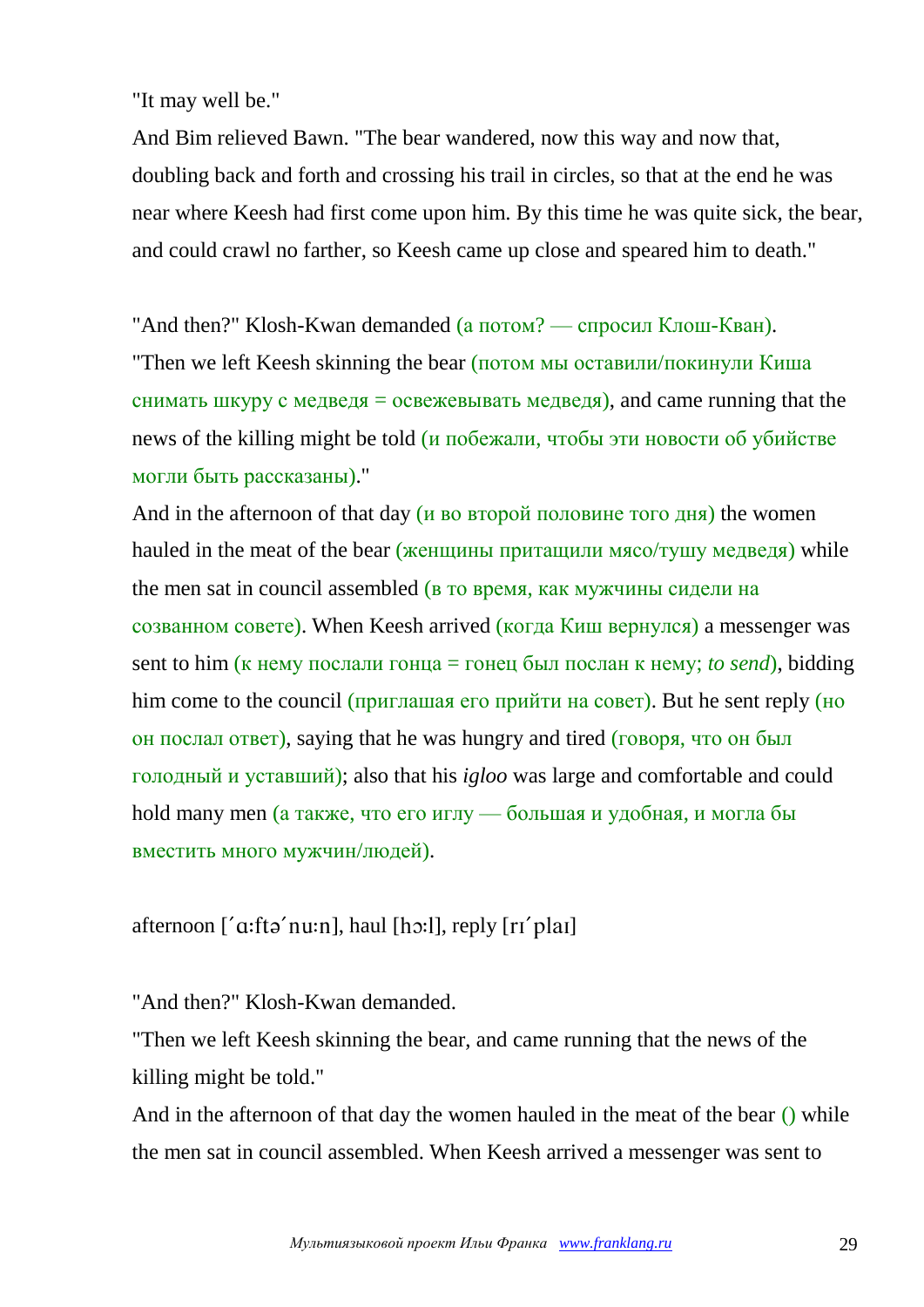"It may well be."

And Bim relieved Bawn. "The bear wandered, now this way and now that, doubling back and forth and crossing his trail in circles, so that at the end he was near where Keesh had first come upon him. By this time he was quite sick, the bear, and could crawl no farther, so Keesh came up close and speared him to death."

"And then?" Klosh-Kwan demanded (а потом? — спросил Клош-Кван).

"Then we left Keesh skinning the bear (потом мы оставили/покинули Киша снимать шкуру с медведя = освежевывать медведя), and came running that the news of the killing might be told (и побежали, чтобы эти новости об убийстве могли быть рассказаны)."

And in the afternoon of that day (и во второй половине того дня) the women hauled in the meat of the bear (женщины притащили мясо/тушу медведя) while the men sat in council assembled (в то время, как мужчины сидели на созванном совете). When Keesh arrived (когда Киш вернулся) a messenger was sent to him (к нему послали гонца = гонец был послан к нему; *to send*), bidding him come to the council (приглашая его прийти на совет). But he sent reply (но он послал ответ), saying that he was hungry and tired (говоря, что он был голодный и уставший); also that his *igloo* was large and comfortable and could hold many men (а также, что его иглу — большая и удобная, и могла бы вместить много мужчин/людей).

afternoon [ˊɑːftəˊnuːn], haul [hɔːl], reply [rɪˊplaɪ]

"And then?" Klosh-Kwan demanded.

"Then we left Keesh skinning the bear, and came running that the news of the killing might be told."

And in the afternoon of that day the women hauled in the meat of the bear () while the men sat in council assembled. When Keesh arrived a messenger was sent to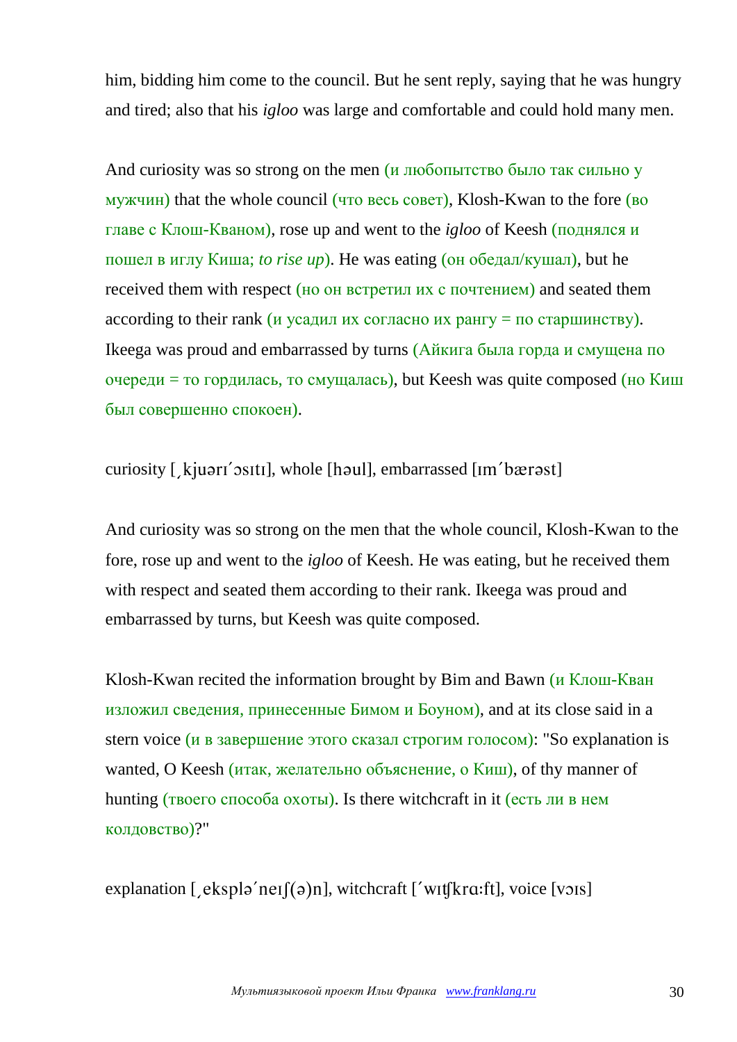him, bidding him come to the council. But he sent reply, saying that he was hungry and tired; also that his *igloo* was large and comfortable and could hold many men.

And curiosity was so strong on the men (и любопытство было так сильно у мужчин) that the whole council (что весь совет), Klosh-Kwan to the fore (во главе с Клош-Кваном), rose up and went to the *igloo* of Keesh (поднялся и пошел в иглу Киша; *to rise up*). He was eating (он обедал/кушал), but he received them with respect (но он встретил их с почтением) and seated them according to their rank (и усадил их согласно их рангу = по старшинству). Ikeega was proud and embarrassed by turns (Айкига была горда и смущена по очереди = то гордилась, то смущалась), but Keesh was quite composed (но Киш был совершенно спокоен).

curiosity [ˌkjuərɪˈɔsɪtɪ], whole [həul], embarrassed [ɪmˈbærəst]

And curiosity was so strong on the men that the whole council, Klosh-Kwan to the fore, rose up and went to the *igloo* of Keesh. He was eating, but he received them with respect and seated them according to their rank. Ikeega was proud and embarrassed by turns, but Keesh was quite composed.

Klosh-Kwan recited the information brought by Bim and Bawn (и Клош-Кван изложил сведения, принесенные Бимом и Боуном), and at its close said in a stern voice (и в завершение этого сказал строгим голосом): "So explanation is wanted, O Keesh (итак, желательно объяснение, о Киш), of thy manner of hunting (твоего способа охоты). Is there witchcraft in it (есть ли в нем колдовство)?"

explanation [ˌekspləˈneɪʃ(ə)n], witchcraft [ˈwɪʧkrɑːft], voice [vɔɪs]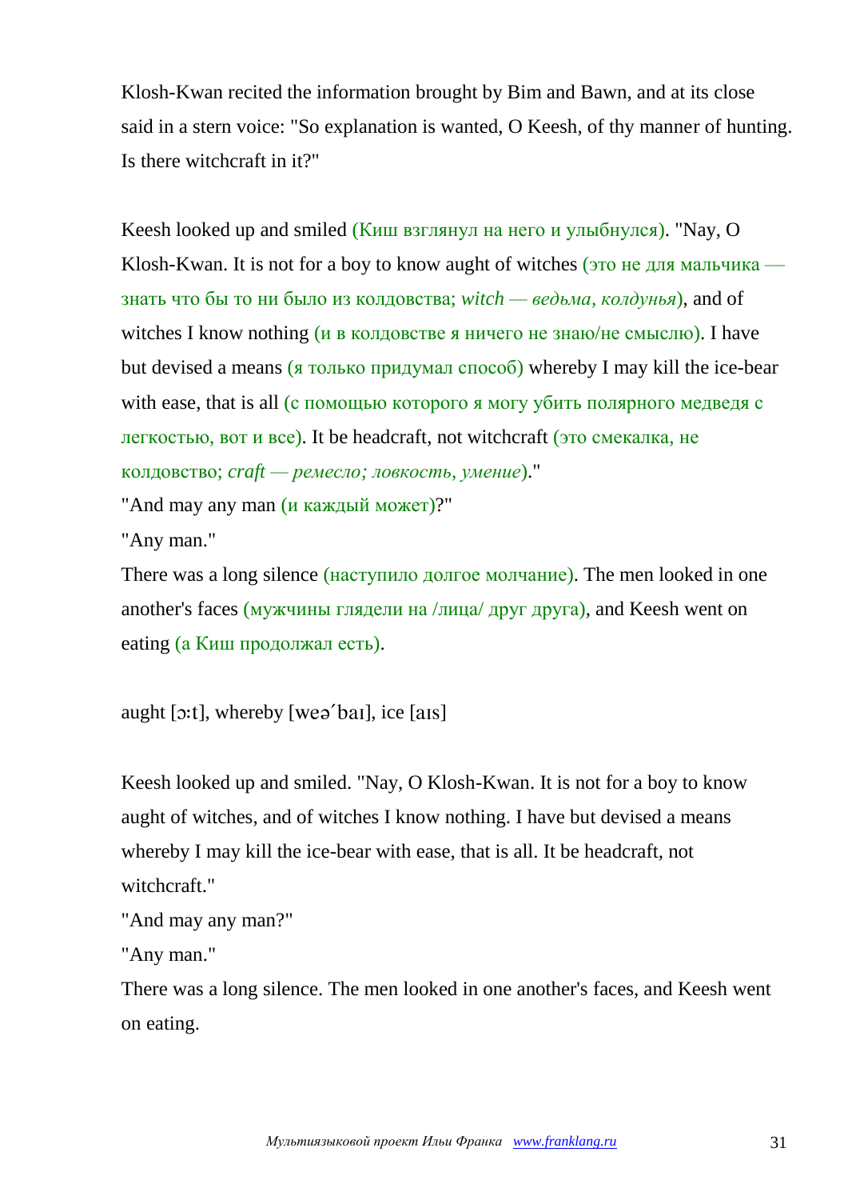Klosh-Kwan recited the information brought by Bim and Bawn, and at its close said in a stern voice: "So explanation is wanted, O Keesh, of thy manner of hunting. Is there witchcraft in it?"

Keesh looked up and smiled (Киш взглянул на него и улыбнулся). "Nay, O Klosh-Kwan. It is not for a boy to know aught of witches (это не для мальчика — знать что бы то ни было из колдовства; *witch — ведьма, колдунья*), and of witches I know nothing (и в колдовстве я ничего не знаю/не смыслю). I have but devised a means (я только придумал способ) whereby I may kill the ice-bear with ease, that is all (с помощью которого я могу убить полярного медведя с легкостью, вот и все). It be headcraft, not witchcraft (это смекалка, не колдовство; *craft — ремесло; ловкость, умение*)."

"And may any man (и каждый может)?"

"Any man."

There was a long silence (наступило долгое молчание). The men looked in one another's faces (мужчины глядели на /лица/ друг друга), and Keesh went on eating (а Киш продолжал есть).

aught [ɔ:t], whereby [weə´baɪ], ice [aɪs]

Keesh looked up and smiled. "Nay, O Klosh-Kwan. It is not for a boy to know aught of witches, and of witches I know nothing. I have but devised a means whereby I may kill the ice-bear with ease, that is all. It be headcraft, not witchcraft."

"And may any man?"

"Any man."

There was a long silence. The men looked in one another's faces, and Keesh went on eating.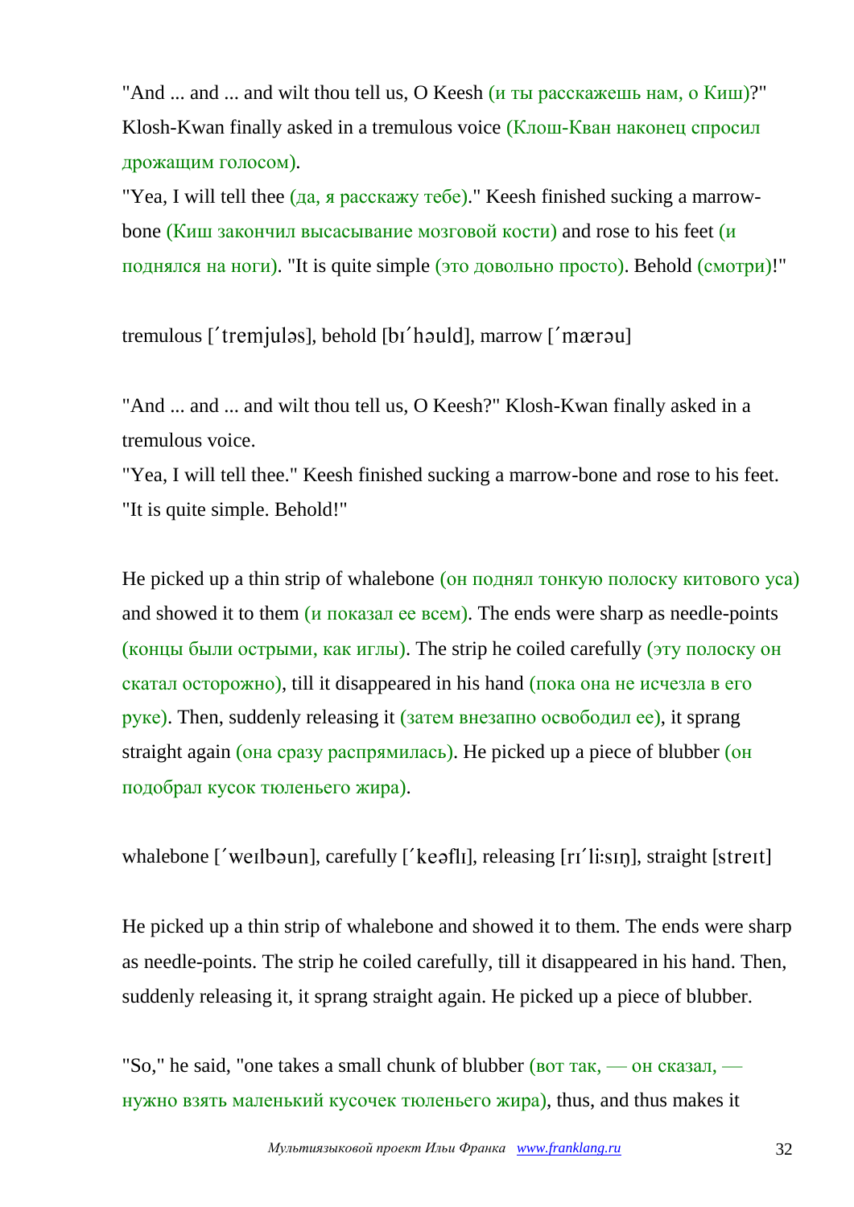"And ... and ... and wilt thou tell us, O Keesh (и ты расскажешь нам, о Киш)?" Klosh-Kwan finally asked in a tremulous voice (Клош-Кван наконец спросил дрожащим голосом).
"Yea, I will tell thee (да, я расскажу тебе)." Keesh finished sucking a marrow-bone (Киш закончил высасывание мозговой кости) and rose to his feet (и поднялся на ноги). "It is quite simple (это довольно просто). Behold (смотри)!"

tremulous [´tremjuləs], behold [bɪ´həuld], marrow [´mærəu]

"And ... and ... and wilt thou tell us, O Keesh?" Klosh-Kwan finally asked in a tremulous voice.
"Yea, I will tell thee." Keesh finished sucking a marrow-bone and rose to his feet. "It is quite simple. Behold!"

He picked up a thin strip of whalebone (он поднял тонкую полоску китового уса) and showed it to them (и показал ее всем). The ends were sharp as needle-points (концы были острыми, как иглы). The strip he coiled carefully (эту полоску он скатал осторожно), till it disappeared in his hand (пока она не исчезла в его руке). Then, suddenly releasing it (затем внезапно освободил ее), it sprang straight again (она сразу распрямилась). He picked up a piece of blubber (он подобрал кусок тюленьего жира).

whalebone [´weɪlbəun], carefully [´keəflɪ], releasing [rɪ´li:sɪŋ], straight [streɪt]

He picked up a thin strip of whalebone and showed it to them. The ends were sharp as needle-points. The strip he coiled carefully, till it disappeared in his hand. Then, suddenly releasing it, it sprang straight again. He picked up a piece of blubber.

"So," he said, "one takes a small chunk of blubber (вот так, — он сказал, — нужно взять маленький кусочек тюленьего жира), thus, and thus makes it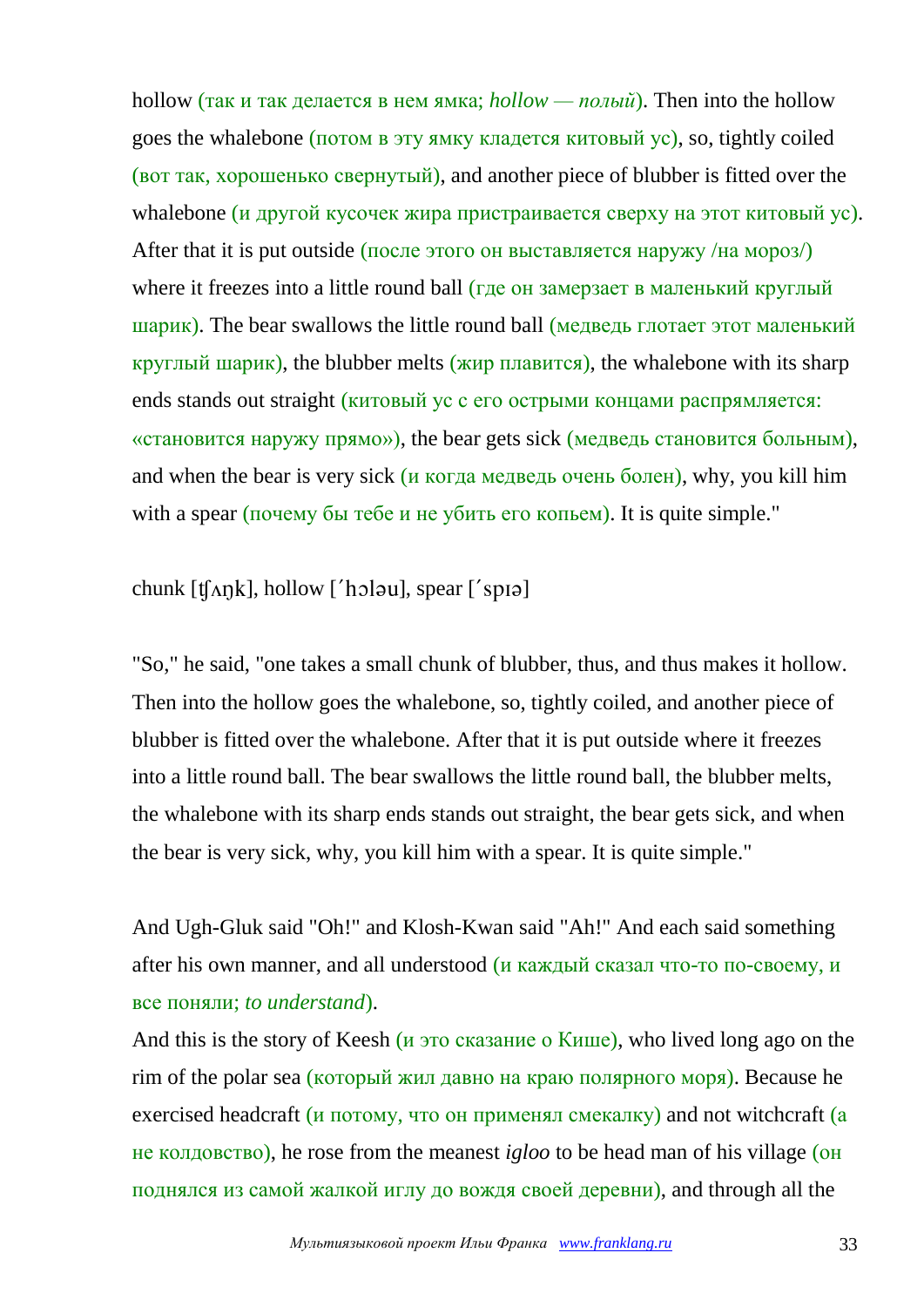hollow (так и так делается в нем ямка; *hollow — полый*). Then into the hollow goes the whalebone (потом в эту ямку кладется китовый ус), so, tightly coiled (вот так, хорошенько свернутый), and another piece of blubber is fitted over the whalebone (и другой кусочек жира пристраивается сверху на этот китовый ус). After that it is put outside (после этого он выставляется наружу /на мороз/) where it freezes into a little round ball (где он замерзает в маленький круглый шарик). The bear swallows the little round ball (медведь глотает этот маленький круглый шарик), the blubber melts (жир плавится), the whalebone with its sharp ends stands out straight (китовый ус с его острыми концами распрямляется: «становится наружу прямо»), the bear gets sick (медведь становится больным), and when the bear is very sick (и когда медведь очень болен), why, you kill him with a spear (почему бы тебе и не убить его копьем). It is quite simple."

chunk [ʧʌŋk], hollow [΄hɔləu], spear [΄spɪə]

"So," he said, "one takes a small chunk of blubber, thus, and thus makes it hollow. Then into the hollow goes the whalebone, so, tightly coiled, and another piece of blubber is fitted over the whalebone. After that it is put outside where it freezes into a little round ball. The bear swallows the little round ball, the blubber melts, the whalebone with its sharp ends stands out straight, the bear gets sick, and when the bear is very sick, why, you kill him with a spear. It is quite simple."

And Ugh-Gluk said "Oh!" and Klosh-Kwan said "Ah!" And each said something after his own manner, and all understood (и каждый сказал что-то по-своему, и все поняли; *to understand*).

And this is the story of Keesh (и это сказание о Кише), who lived long ago on the rim of the polar sea (который жил давно на краю полярного моря). Because he exercised headcraft (и потому, что он применял смекалку) and not witchcraft (а не колдовство), he rose from the meanest *igloo* to be head man of his village (он поднялся из самой жалкой иглу до вождя своей деревни), and through all the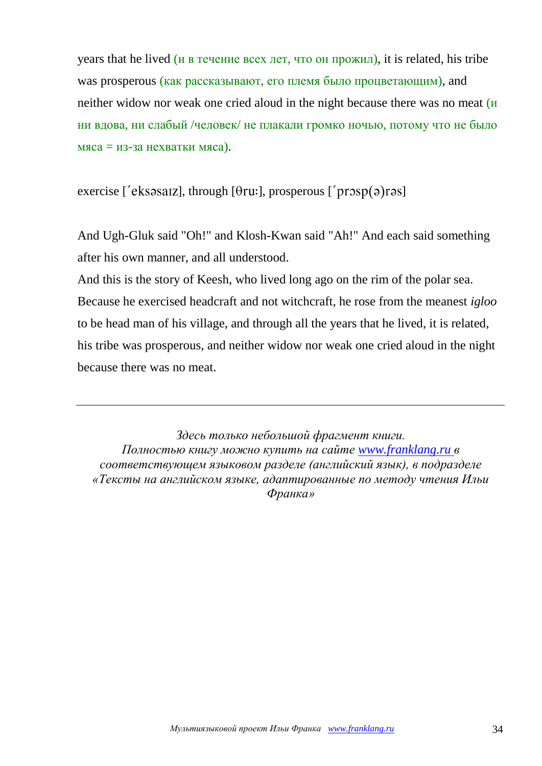years that he lived (и в течение всех лет, что он прожил), it is related, his tribe was prosperous (как рассказывают, его племя было процветающим), and neither widow nor weak one cried aloud in the night because there was no meat (и ни вдова, ни слабый /человек/ не плакали громко ночью, потому что не было мяса = из-за нехватки мяса).

exercise [΄eksəsaɪz], through [θru:], prosperous [΄prɔsp(ə)rəs]

And Ugh-Gluk said "Oh!" and Klosh-Kwan said "Ah!" And each said something after his own manner, and all understood.

And this is the story of Keesh, who lived long ago on the rim of the polar sea. Because he exercised headcraft and not witchcraft, he rose from the meanest *igloo* to be head man of his village, and through all the years that he lived, it is related, his tribe was prosperous, and neither widow nor weak one cried aloud in the night because there was no meat.

---

*Здесь только небольшой фрагмент книги.*
*Полностью книгу можно купить на сайте [www.franklang.ru](http://www.franklang.ru) в соответствующем языковом разделе (английский язык), в подразделе «Тексты на английском языке, адаптированные по методу чтения Ильи Франка»*